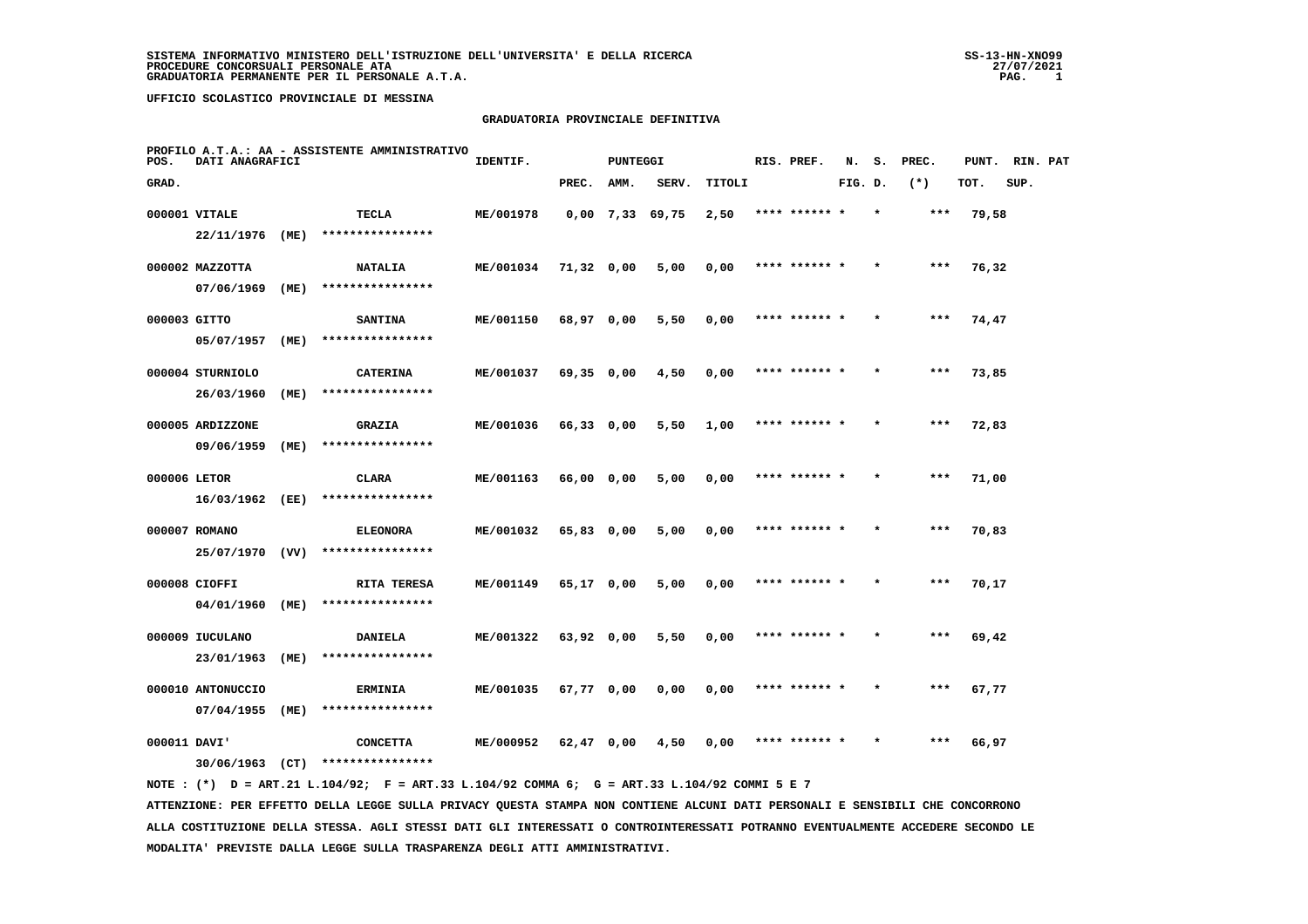SISTEMA INFORMATIVO MINISTERO DELL'ISTRUZIONE DELL'UNIVERSITA' E DELLA RICERCA
PROCEDURE CONCORSUALI PERSONALE ATA
GRADUATORIA PERMANENTE PER IL PERSONALE A.T.A.

UFFICIO SCOLASTICO PROVINCIALE DI MESSINA

## GRADUATORIA PROVINCIALE DEFINITIVA

PROFILO A.T.A.: AA - ASSISTENTE AMMINISTRATIVO

| POS. GRAD. | DATI ANAGRAFICI | | IDENTIF. | PUNTEGGI PREC. | AMM. | SERV. | TITOLI | RIS. PREF. | N. FIG. | S. D. | PREC. (*) | PUNT. TOT. | RIN. PAT SUP. |
|---|---|---|---|---|---|---|---|---|---|---|---|---|---|
| 000001 | VITALE 22/11/1976 (ME) | TECLA **************** | ME/001978 | 0,00 | 7,33 | 69,75 | 2,50 | **** ****** * | | * | *** | 79,58 | |
| 000002 | MAZZOTTA 07/06/1969 (ME) | NATALIA **************** | ME/001034 | 71,32 | 0,00 | 5,00 | 0,00 | **** ****** * | | * | *** | 76,32 | |
| 000003 | GITTO 05/07/1957 (ME) | SANTINA **************** | ME/001150 | 68,97 | 0,00 | 5,50 | 0,00 | **** ****** * | | * | *** | 74,47 | |
| 000004 | STURNIOLO 26/03/1960 (ME) | CATERINA **************** | ME/001037 | 69,35 | 0,00 | 4,50 | 0,00 | **** ****** * | | * | *** | 73,85 | |
| 000005 | ARDIZZONE 09/06/1959 (ME) | GRAZIA **************** | ME/001036 | 66,33 | 0,00 | 5,50 | 1,00 | **** ****** * | | * | *** | 72,83 | |
| 000006 | LETOR 16/03/1962 (EE) | CLARA **************** | ME/001163 | 66,00 | 0,00 | 5,00 | 0,00 | **** ****** * | | * | *** | 71,00 | |
| 000007 | ROMANO 25/07/1970 (VV) | ELEONORA **************** | ME/001032 | 65,83 | 0,00 | 5,00 | 0,00 | **** ****** * | | * | *** | 70,83 | |
| 000008 | CIOFFI 04/01/1960 (ME) | RITA TERESA **************** | ME/001149 | 65,17 | 0,00 | 5,00 | 0,00 | **** ****** * | | * | *** | 70,17 | |
| 000009 | IUCULANO 23/01/1963 (ME) | DANIELA **************** | ME/001322 | 63,92 | 0,00 | 5,50 | 0,00 | **** ****** * | | * | *** | 69,42 | |
| 000010 | ANTONUCCIO 07/04/1955 (ME) | ERMINIA **************** | ME/001035 | 67,77 | 0,00 | 0,00 | 0,00 | **** ****** * | | * | *** | 67,77 | |
| 000011 | DAVI' 30/06/1963 (CT) | CONCETTA **************** | ME/000952 | 62,47 | 0,00 | 4,50 | 0,00 | **** ****** * | | * | *** | 66,97 | |

NOTE : (*) D = ART.21 L.104/92; F = ART.33 L.104/92 COMMA 6; G = ART.33 L.104/92 COMMI 5 E 7

ATTENZIONE: PER EFFETTO DELLA LEGGE SULLA PRIVACY QUESTA STAMPA NON CONTIENE ALCUNI DATI PERSONALI E SENSIBILI CHE CONCORRONO ALLA COSTITUZIONE DELLA STESSA. AGLI STESSI DATI GLI INTERESSATI O CONTROINTERESSATI POTRANNO EVENTUALMENTE ACCEDERE SECONDO LE MODALITA' PREVISTE DALLA LEGGE SULLA TRASPARENZA DEGLI ATTI AMMINISTRATIVI.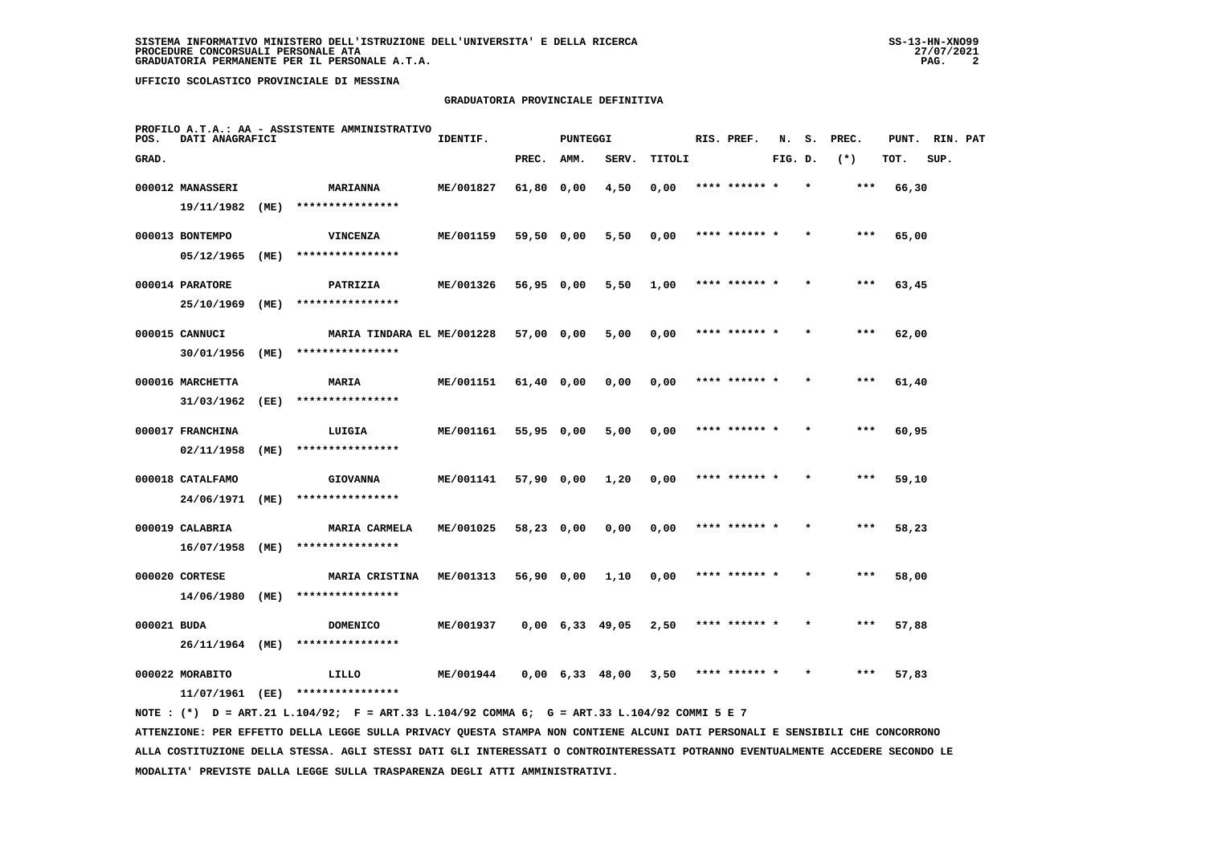UFFICIO SCOLASTICO PROVINCIALE DI MESSINA

## GRADUATORIA PROVINCIALE DEFINITIVA

PROFILO A.T.A.: AA - ASSISTENTE AMMINISTRATIVO

| POS. GRAD. | DATI ANAGRAFICI | | IDENTIF. | PUNTEGGI PREC. | AMM. | SERV. | TITOLI | RIS. PREF. | N. FIG. | S. D. | PREC. (*) | PUNT. TOT. | RIN. SUP. | PAT |
|---|---|---|---|---|---|---|---|---|---|---|---|---|---|---|
| 000012 | MANASSERI 19/11/1982 (ME) | MARIANNA **************** | ME/001827 | 61,80 | 0,00 | 4,50 | 0,00 | **** ****** * | | * | *** | 66,30 | | |
| 000013 | BONTEMPO 05/12/1965 (ME) | VINCENZA **************** | ME/001159 | 59,50 | 0,00 | 5,50 | 0,00 | **** ****** * | | * | *** | 65,00 | | |
| 000014 | PARATORE 25/10/1969 (ME) | PATRIZIA **************** | ME/001326 | 56,95 | 0,00 | 5,50 | 1,00 | **** ****** * | | * | *** | 63,45 | | |
| 000015 | CANNUCI 30/01/1956 (ME) | MARIA TINDARA EL **************** | ME/001228 | 57,00 | 0,00 | 5,00 | 0,00 | **** ****** * | | * | *** | 62,00 | | |
| 000016 | MARCHETTA 31/03/1962 (EE) | MARIA **************** | ME/001151 | 61,40 | 0,00 | 0,00 | 0,00 | **** ****** * | | * | *** | 61,40 | | |
| 000017 | FRANCHINA 02/11/1958 (ME) | LUIGIA **************** | ME/001161 | 55,95 | 0,00 | 5,00 | 0,00 | **** ****** * | | * | *** | 60,95 | | |
| 000018 | CATALFAMO 24/06/1971 (ME) | GIOVANNA **************** | ME/001141 | 57,90 | 0,00 | 1,20 | 0,00 | **** ****** * | | * | *** | 59,10 | | |
| 000019 | CALABRIA 16/07/1958 (ME) | MARIA CARMELA **************** | ME/001025 | 58,23 | 0,00 | 0,00 | 0,00 | **** ****** * | | * | *** | 58,23 | | |
| 000020 | CORTESE 14/06/1980 (ME) | MARIA CRISTINA **************** | ME/001313 | 56,90 | 0,00 | 1,10 | 0,00 | **** ****** * | | * | *** | 58,00 | | |
| 000021 | BUDA 26/11/1964 (ME) | DOMENICO **************** | ME/001937 | 0,00 | 6,33 | 49,05 | 2,50 | **** ****** * | | * | *** | 57,88 | | |
| 000022 | MORABITO 11/07/1961 (EE) | LILLO **************** | ME/001944 | 0,00 | 6,33 | 48,00 | 3,50 | **** ****** * | | * | *** | 57,83 | | |

NOTE : (*) D = ART.21 L.104/92; F = ART.33 L.104/92 COMMA 6; G = ART.33 L.104/92 COMMI 5 E 7

ATTENZIONE: PER EFFETTO DELLA LEGGE SULLA PRIVACY QUESTA STAMPA NON CONTIENE ALCUNI DATI PERSONALI E SENSIBILI CHE CONCORRONO ALLA COSTITUZIONE DELLA STESSA. AGLI STESSI DATI GLI INTERESSATI O CONTROINTERESSATI POTRANNO EVENTUALMENTE ACCEDERE SECONDO LE MODALITA' PREVISTE DALLA LEGGE SULLA TRASPARENZA DEGLI ATTI AMMINISTRATIVI.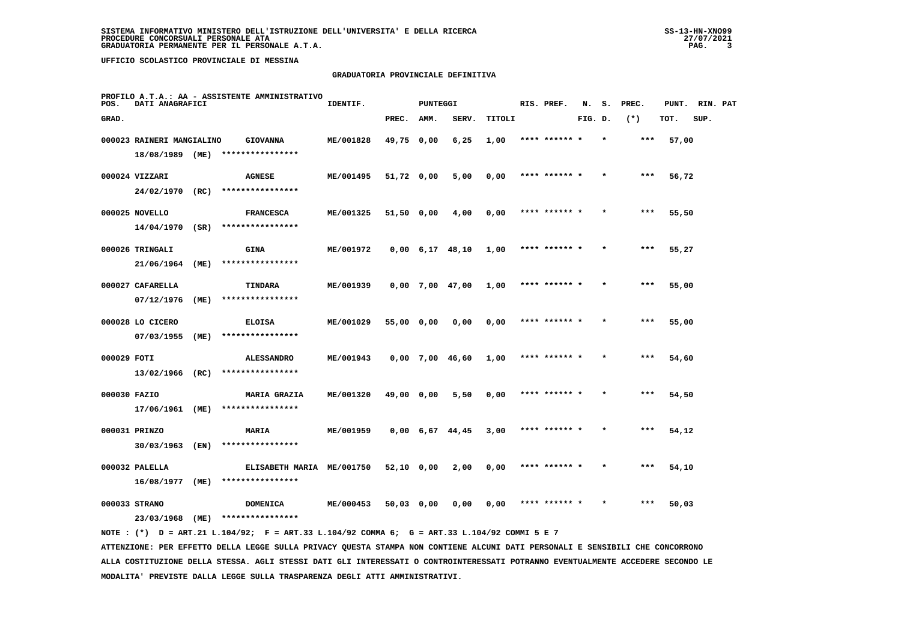SISTEMA INFORMATIVO MINISTERO DELL'ISTRUZIONE DELL'UNIVERSITA' E DELLA RICERCA
PROCEDURE CONCORSUALI PERSONALE ATA
GRADUATORIA PERMANENTE PER IL PERSONALE A.T.A.

UFFICIO SCOLASTICO PROVINCIALE DI MESSINA

GRADUATORIA PROVINCIALE DEFINITIVA

PROFILO A.T.A.: AA - ASSISTENTE AMMINISTRATIVO

| POS. GRAD. | DATI ANAGRAFICI | | IDENTIF. | PUNTEGGI PREC. | AMM. | SERV. | TITOLI | RIS. PREF. | N. FIG. | S. D. | PREC. (*) | PUNT. TOT. | RIN. SUP. | PAT |
|---|---|---|---|---|---|---|---|---|---|---|---|---|---|---|
| 000023 | RAINERI MANGIALINO 18/08/1989 (ME) | GIOVANNA **************** | ME/001828 | 49,75 | 0,00 | 6,25 | 1,00 | **** ****** * | | * | *** | 57,00 | | |
| 000024 | VIZZARI 24/02/1970 (RC) | AGNESE **************** | ME/001495 | 51,72 | 0,00 | 5,00 | 0,00 | **** ****** * | | * | *** | 56,72 | | |
| 000025 | NOVELLO 14/04/1970 (SR) | FRANCESCA **************** | ME/001325 | 51,50 | 0,00 | 4,00 | 0,00 | **** ****** * | | * | *** | 55,50 | | |
| 000026 | TRINGALI 21/06/1964 (ME) | GINA **************** | ME/001972 | 0,00 | 6,17 | 48,10 | 1,00 | **** ****** * | | * | *** | 55,27 | | |
| 000027 | CAFARELLA 07/12/1976 (ME) | TINDARA **************** | ME/001939 | 0,00 | 7,00 | 47,00 | 1,00 | **** ****** * | | * | *** | 55,00 | | |
| 000028 | LO CICERO 07/03/1955 (ME) | ELOISA **************** | ME/001029 | 55,00 | 0,00 | 0,00 | 0,00 | **** ****** * | | * | *** | 55,00 | | |
| 000029 | FOTI 13/02/1966 (RC) | ALESSANDRO **************** | ME/001943 | 0,00 | 7,00 | 46,60 | 1,00 | **** ****** * | | * | *** | 54,60 | | |
| 000030 | FAZIO 17/06/1961 (ME) | MARIA GRAZIA **************** | ME/001320 | 49,00 | 0,00 | 5,50 | 0,00 | **** ****** * | | * | *** | 54,50 | | |
| 000031 | PRINZO 30/03/1963 (EN) | MARIA **************** | ME/001959 | 0,00 | 6,67 | 44,45 | 3,00 | **** ****** * | | * | *** | 54,12 | | |
| 000032 | PALELLA 16/08/1977 (ME) | ELISABETH MARIA **************** | ME/001750 | 52,10 | 0,00 | 2,00 | 0,00 | **** ****** * | | * | *** | 54,10 | | |
| 000033 | STRANO 23/03/1968 (ME) | DOMENICA **************** | ME/000453 | 50,03 | 0,00 | 0,00 | 0,00 | **** ****** * | | * | *** | 50,03 | | |

NOTE : (*) D = ART.21 L.104/92; F = ART.33 L.104/92 COMMA 6; G = ART.33 L.104/92 COMMI 5 E 7

ATTENZIONE: PER EFFETTO DELLA LEGGE SULLA PRIVACY QUESTA STAMPA NON CONTIENE ALCUNI DATI PERSONALI E SENSIBILI CHE CONCORRONO ALLA COSTITUZIONE DELLA STESSA. AGLI STESSI DATI GLI INTERESSATI O CONTROINTERESSATI POTRANNO EVENTUALMENTE ACCEDERE SECONDO LE MODALITA' PREVISTE DALLA LEGGE SULLA TRASPARENZA DEGLI ATTI AMMINISTRATIVI.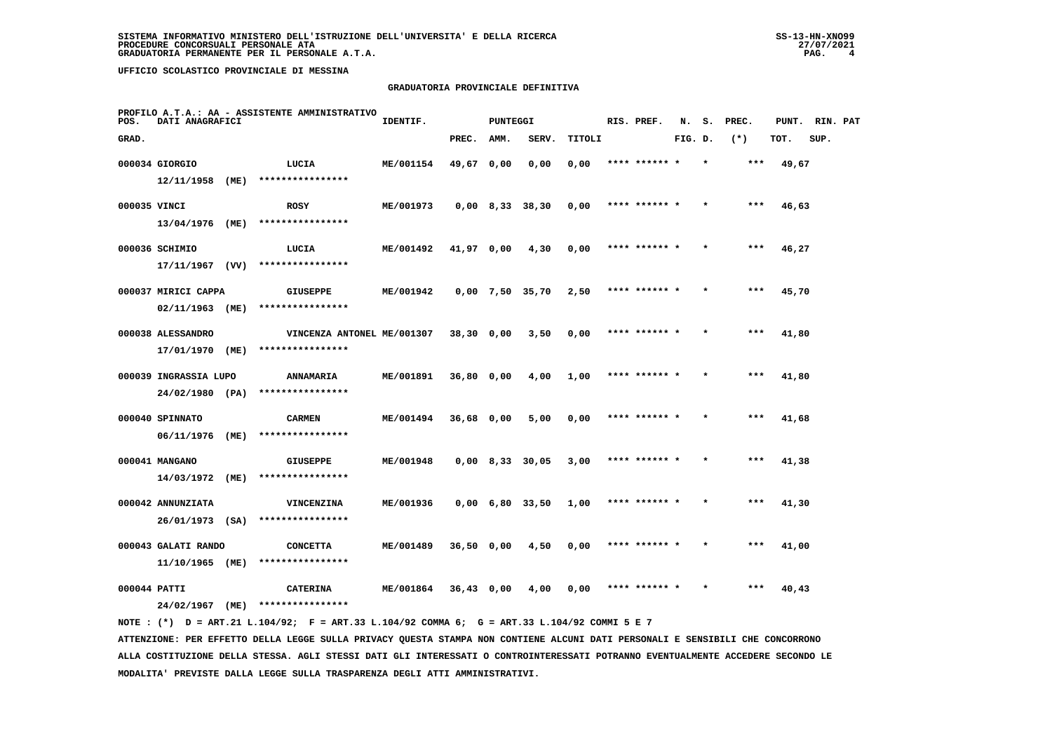SISTEMA INFORMATIVO MINISTERO DELL'ISTRUZIONE DELL'UNIVERSITA' E DELLA RICERCA
PROCEDURE CONCORSUALI PERSONALE ATA
GRADUATORIA PERMANENTE PER IL PERSONALE A.T.A.

UFFICIO SCOLASTICO PROVINCIALE DI MESSINA

## GRADUATORIA PROVINCIALE DEFINITIVA

PROFILO A.T.A.: AA - ASSISTENTE AMMINISTRATIVO

| POS. GRAD. | DATI ANAGRAFICI | | IDENTIF. | PUNTEGGI PREC. | AMM. | SERV. | TITOLI | RIS. PREF. | N. FIG. | S. D. | PREC. (*) | PUNT. TOT. | RIN. SUP. | PAT |
|---|---|---|---|---|---|---|---|---|---|---|---|---|---|---|
| 000034 | GIORGIO 12/11/1958 (ME) | LUCIA **************** | ME/001154 | 49,67 | 0,00 | 0,00 | 0,00 | **** ****** * | | * | *** | 49,67 | | |
| 000035 | VINCI 13/04/1976 (ME) | ROSY **************** | ME/001973 | 0,00 | 8,33 | 38,30 | 0,00 | **** ****** * | | * | *** | 46,63 | | |
| 000036 | SCHIMIO 17/11/1967 (VV) | LUCIA **************** | ME/001492 | 41,97 | 0,00 | 4,30 | 0,00 | **** ****** * | | * | *** | 46,27 | | |
| 000037 | MIRICI CAPPA 02/11/1963 (ME) | GIUSEPPE **************** | ME/001942 | 0,00 | 7,50 | 35,70 | 2,50 | **** ****** * | | * | *** | 45,70 | | |
| 000038 | ALESSANDRO 17/01/1970 (ME) | VINCENZA ANTONEL **************** | ME/001307 | 38,30 | 0,00 | 3,50 | 0,00 | **** ****** * | | * | *** | 41,80 | | |
| 000039 | INGRASSIA LUPO 24/02/1980 (PA) | ANNAMARIA **************** | ME/001891 | 36,80 | 0,00 | 4,00 | 1,00 | **** ****** * | | * | *** | 41,80 | | |
| 000040 | SPINNATO 06/11/1976 (ME) | CARMEN **************** | ME/001494 | 36,68 | 0,00 | 5,00 | 0,00 | **** ****** * | | * | *** | 41,68 | | |
| 000041 | MANGANO 14/03/1972 (ME) | GIUSEPPE **************** | ME/001948 | 0,00 | 8,33 | 30,05 | 3,00 | **** ****** * | | * | *** | 41,38 | | |
| 000042 | ANNUNZIATA 26/01/1973 (SA) | VINCENZINA **************** | ME/001936 | 0,00 | 6,80 | 33,50 | 1,00 | **** ****** * | | * | *** | 41,30 | | |
| 000043 | GALATI RANDO 11/10/1965 (ME) | CONCETTA **************** | ME/001489 | 36,50 | 0,00 | 4,50 | 0,00 | **** ****** * | | * | *** | 41,00 | | |
| 000044 | PATTI 24/02/1967 (ME) | CATERINA **************** | ME/001864 | 36,43 | 0,00 | 4,00 | 0,00 | **** ****** * | | * | *** | 40,43 | | |

NOTE : (*) D = ART.21 L.104/92; F = ART.33 L.104/92 COMMA 6; G = ART.33 L.104/92 COMMI 5 E 7

ATTENZIONE: PER EFFETTO DELLA LEGGE SULLA PRIVACY QUESTA STAMPA NON CONTIENE ALCUNI DATI PERSONALI E SENSIBILI CHE CONCORRONO ALLA COSTITUZIONE DELLA STESSA. AGLI STESSI DATI GLI INTERESSATI O CONTROINTERESSATI POTRANNO EVENTUALMENTE ACCEDERE SECONDO LE MODALITA' PREVISTE DALLA LEGGE SULLA TRASPARENZA DEGLI ATTI AMMINISTRATIVI.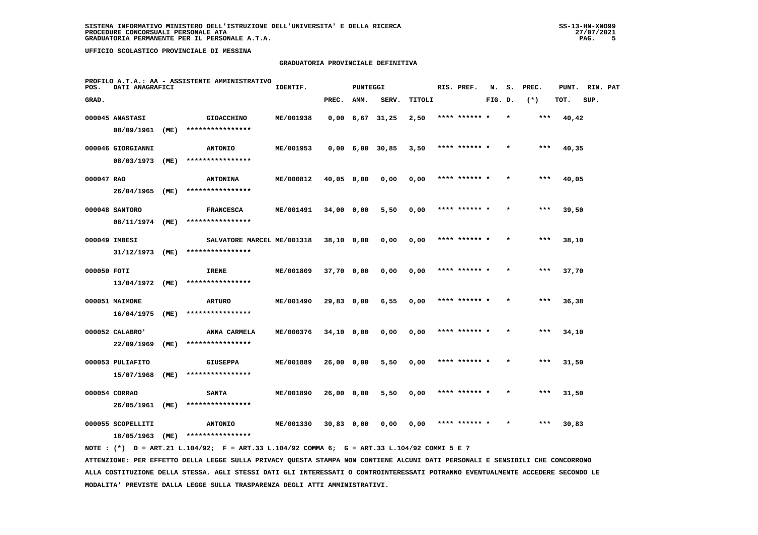UFFICIO SCOLASTICO PROVINCIALE DI MESSINA

## GRADUATORIA PROVINCIALE DEFINITIVA

PROFILO A.T.A.: AA - ASSISTENTE AMMINISTRATIVO

| POS. GRAD. | DATI ANAGRAFICI | | IDENTIF. | PUNTEGGI PREC. | AMM. | SERV. | TITOLI | RIS. PREF. | N. FIG. | S. D. | PREC. (*) | PUNT. TOT. | RIN. PAT SUP. |
|---|---|---|---|---|---|---|---|---|---|---|---|---|---|
| 000045 | ANASTASI 08/09/1961 (ME) | GIOACCHINO **************** | ME/001938 | 0,00 | 6,67 | 31,25 | 2,50 | **** ****** * | | * | *** | 40,42 | |
| 000046 | GIORGIANNI 08/03/1973 (ME) | ANTONIO **************** | ME/001953 | 0,00 | 6,00 | 30,85 | 3,50 | **** ****** * | | * | *** | 40,35 | |
| 000047 | RAO 26/04/1965 (ME) | ANTONINA **************** | ME/000812 | 40,05 | 0,00 | 0,00 | 0,00 | **** ****** * | | * | *** | 40,05 | |
| 000048 | SANTORO 08/11/1974 (ME) | FRANCESCA **************** | ME/001491 | 34,00 | 0,00 | 5,50 | 0,00 | **** ****** * | | * | *** | 39,50 | |
| 000049 | IMBESI 31/12/1973 (ME) | SALVATORE MARCEL **************** | ME/001318 | 38,10 | 0,00 | 0,00 | 0,00 | **** ****** * | | * | *** | 38,10 | |
| 000050 | FOTI 13/04/1972 (ME) | IRENE **************** | ME/001809 | 37,70 | 0,00 | 0,00 | 0,00 | **** ****** * | | * | *** | 37,70 | |
| 000051 | MAIMONE 16/04/1975 (ME) | ARTURO **************** | ME/001490 | 29,83 | 0,00 | 6,55 | 0,00 | **** ****** * | | * | *** | 36,38 | |
| 000052 | CALABRO' 22/09/1969 (ME) | ANNA CARMELA **************** | ME/000376 | 34,10 | 0,00 | 0,00 | 0,00 | **** ****** * | | * | *** | 34,10 | |
| 000053 | PULIAFITO 15/07/1968 (ME) | GIUSEPPA **************** | ME/001889 | 26,00 | 0,00 | 5,50 | 0,00 | **** ****** * | | * | *** | 31,50 | |
| 000054 | CORRAO 26/05/1961 (ME) | SANTA **************** | ME/001890 | 26,00 | 0,00 | 5,50 | 0,00 | **** ****** * | | * | *** | 31,50 | |
| 000055 | SCOPELLITI 18/05/1963 (ME) | ANTONIO **************** | ME/001330 | 30,83 | 0,00 | 0,00 | 0,00 | **** ****** * | | * | *** | 30,83 | |

NOTE : (*) D = ART.21 L.104/92; F = ART.33 L.104/92 COMMA 6; G = ART.33 L.104/92 COMMI 5 E 7

ATTENZIONE: PER EFFETTO DELLA LEGGE SULLA PRIVACY QUESTA STAMPA NON CONTIENE ALCUNI DATI PERSONALI E SENSIBILI CHE CONCORRONO ALLA COSTITUZIONE DELLA STESSA. AGLI STESSI DATI GLI INTERESSATI O CONTROINTERESSATI POTRANNO EVENTUALMENTE ACCEDERE SECONDO LE MODALITA' PREVISTE DALLA LEGGE SULLA TRASPARENZA DEGLI ATTI AMMINISTRATIVI.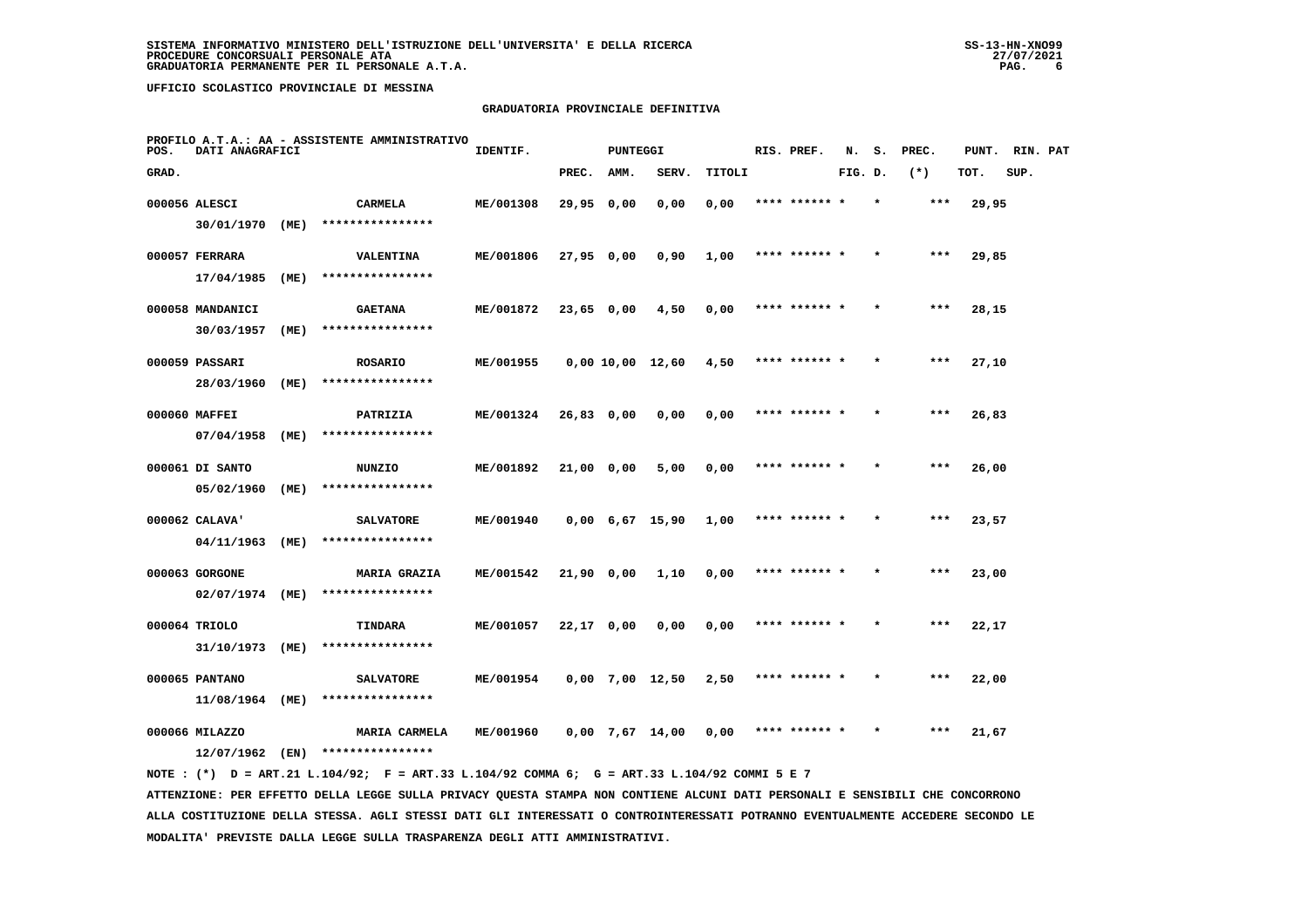**UFFICIO SCOLASTICO PROVINCIALE DI MESSINA**

## GRADUATORIA PROVINCIALE DEFINITIVA

PROFILO A.T.A.: AA - ASSISTENTE AMMINISTRATIVO

| POS. GRAD. | DATI ANAGRAFICI | | IDENTIF. | PUNTEGGI PREC. | AMM. | SERV. | TITOLI | RIS. PREF. | N. FIG. | S. D. | PREC. (*) | PUNT. TOT. | RIN. SUP. | PAT |
|---|---|---|---|---|---|---|---|---|---|---|---|---|---|---|
| 000056 | ALESCI 30/01/1970 (ME) | CARMELA **************** | ME/001308 | 29,95 | 0,00 | 0,00 | 0,00 | **** ****** * | | * | *** | 29,95 | | |
| 000057 | FERRARA 17/04/1985 (ME) | VALENTINA **************** | ME/001806 | 27,95 | 0,00 | 0,90 | 1,00 | **** ****** * | | * | *** | 29,85 | | |
| 000058 | MANDANICI 30/03/1957 (ME) | GAETANA **************** | ME/001872 | 23,65 | 0,00 | 4,50 | 0,00 | **** ****** * | | * | *** | 28,15 | | |
| 000059 | PASSARI 28/03/1960 (ME) | ROSARIO **************** | ME/001955 | 0,00 | 10,00 | 12,60 | 4,50 | **** ****** * | | * | *** | 27,10 | | |
| 000060 | MAFFEI 07/04/1958 (ME) | PATRIZIA **************** | ME/001324 | 26,83 | 0,00 | 0,00 | 0,00 | **** ****** * | | * | *** | 26,83 | | |
| 000061 | DI SANTO 05/02/1960 (ME) | NUNZIO **************** | ME/001892 | 21,00 | 0,00 | 5,00 | 0,00 | **** ****** * | | * | *** | 26,00 | | |
| 000062 | CALAVA' 04/11/1963 (ME) | SALVATORE **************** | ME/001940 | 0,00 | 6,67 | 15,90 | 1,00 | **** ****** * | | * | *** | 23,57 | | |
| 000063 | GORGONE 02/07/1974 (ME) | MARIA GRAZIA **************** | ME/001542 | 21,90 | 0,00 | 1,10 | 0,00 | **** ****** * | | * | *** | 23,00 | | |
| 000064 | TRIOLO 31/10/1973 (ME) | TINDARA **************** | ME/001057 | 22,17 | 0,00 | 0,00 | 0,00 | **** ****** * | | * | *** | 22,17 | | |
| 000065 | PANTANO 11/08/1964 (ME) | SALVATORE **************** | ME/001954 | 0,00 | 7,00 | 12,50 | 2,50 | **** ****** * | | * | *** | 22,00 | | |
| 000066 | MILAZZO 12/07/1962 (EN) | MARIA CARMELA **************** | ME/001960 | 0,00 | 7,67 | 14,00 | 0,00 | **** ****** * | | * | *** | 21,67 | | |

NOTE : (*) D = ART.21 L.104/92; F = ART.33 L.104/92 COMMA 6; G = ART.33 L.104/92 COMMI 5 E 7

ATTENZIONE: PER EFFETTO DELLA LEGGE SULLA PRIVACY QUESTA STAMPA NON CONTIENE ALCUNI DATI PERSONALI E SENSIBILI CHE CONCORRONO ALLA COSTITUZIONE DELLA STESSA. AGLI STESSI DATI GLI INTERESSATI O CONTROINTERESSATI POTRANNO EVENTUALMENTE ACCEDERE SECONDO LE MODALITA' PREVISTE DALLA LEGGE SULLA TRASPARENZA DEGLI ATTI AMMINISTRATIVI.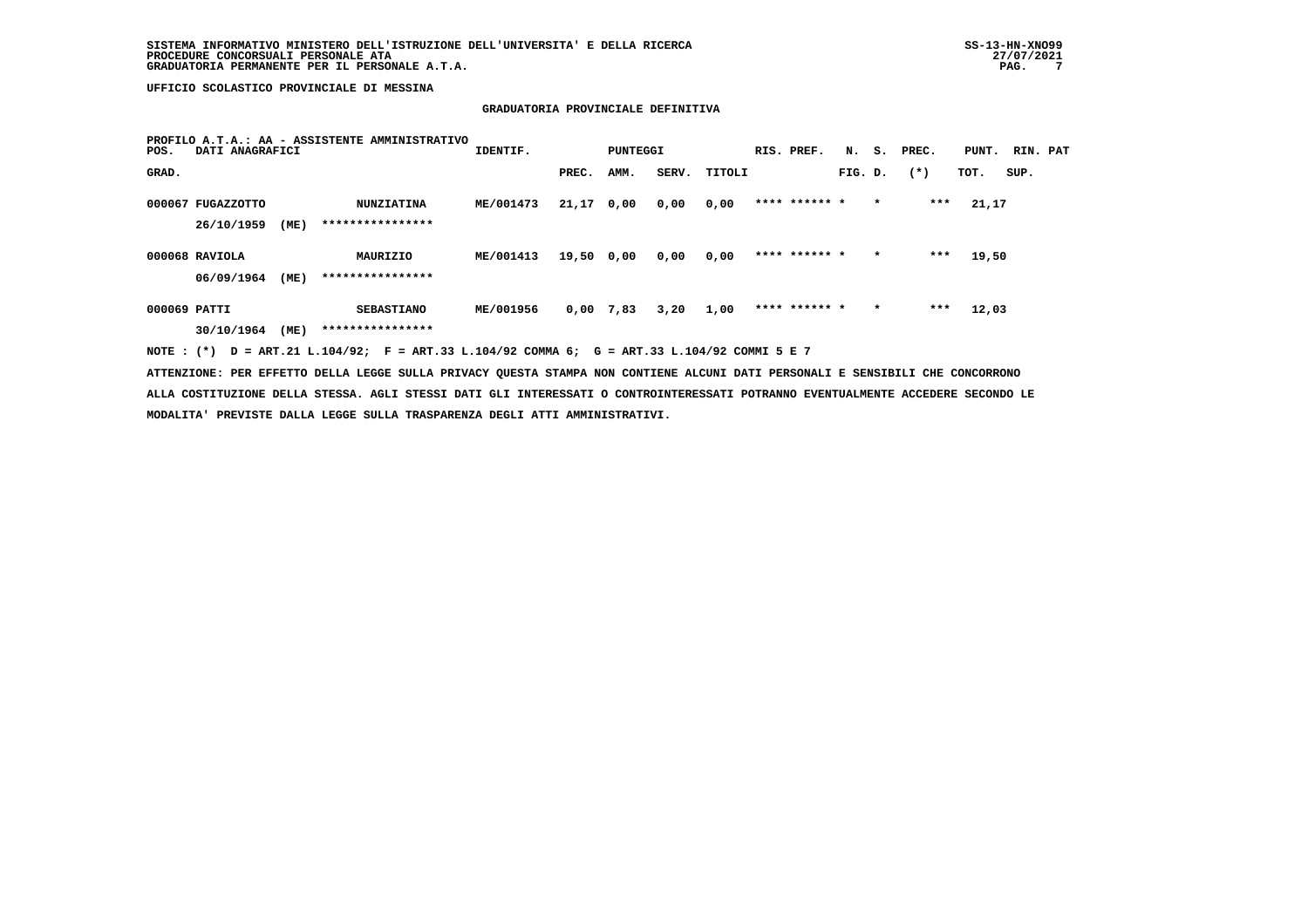UFFICIO SCOLASTICO PROVINCIALE DI MESSINA

GRADUATORIA PROVINCIALE DEFINITIVA

PROFILO A.T.A.: AA - ASSISTENTE AMMINISTRATIVO

| POS. GRAD. | DATI ANAGRAFICI | | IDENTIF. | PUNTEGGI PREC. | AMM. | SERV. | TITOLI | RIS. | PREF. | N. FIG. | S. D. | PREC. (*) | PUNT. TOT. | RIN. SUP. | PAT |
|---|---|---|---|---|---|---|---|---|---|---|---|---|---|---|---|
| 000067 | FUGAZZOTTO | NUNZIATINA | ME/001473 | 21,17 | 0,00 | 0,00 | 0,00 | **** | ****** | * | * | *** | 21,17 | | |
| | 26/10/1959 (ME) | **************** | | | | | | | | | | | | | |
| 000068 | RAVIOLA | MAURIZIO | ME/001413 | 19,50 | 0,00 | 0,00 | 0,00 | **** | ****** | * | * | *** | 19,50 | | |
| | 06/09/1964 (ME) | **************** | | | | | | | | | | | | | |
| 000069 | PATTI | SEBASTIANO | ME/001956 | 0,00 | 7,83 | 3,20 | 1,00 | **** | ****** | * | * | *** | 12,03 | | |
| | 30/10/1964 (ME) | **************** | | | | | | | | | | | | | |

NOTE : (*) D = ART.21 L.104/92; F = ART.33 L.104/92 COMMA 6; G = ART.33 L.104/92 COMMI 5 E 7

ATTENZIONE: PER EFFETTO DELLA LEGGE SULLA PRIVACY QUESTA STAMPA NON CONTIENE ALCUNI DATI PERSONALI E SENSIBILI CHE CONCORRONO ALLA COSTITUZIONE DELLA STESSA. AGLI STESSI DATI GLI INTERESSATI O CONTROINTERESSATI POTRANNO EVENTUALMENTE ACCEDERE SECONDO LE MODALITA' PREVISTE DALLA LEGGE SULLA TRASPARENZA DEGLI ATTI AMMINISTRATIVI.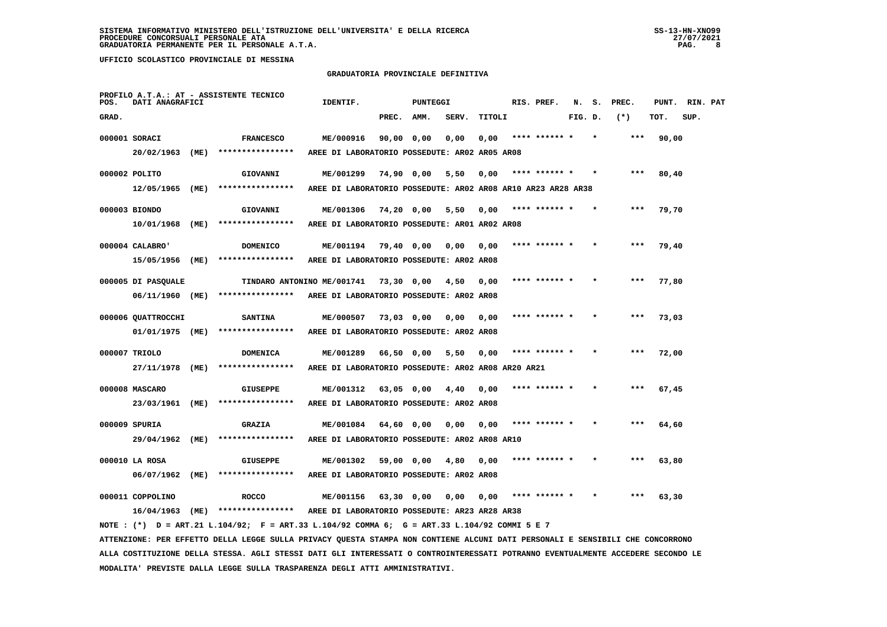**SISTEMA INFORMATIVO MINISTERO DELL'ISTRUZIONE DELL'UNIVERSITA' E DELLA RICERCA**
**PROCEDURE CONCORSUALI PERSONALE ATA**
**GRADUATORIA PERMANENTE PER IL PERSONALE A.T.A.**

SS-13-HN-XNO99
27/07/2021

**UFFICIO SCOLASTICO PROVINCIALE DI MESSINA**

## GRADUATORIA PROVINCIALE DEFINITIVA

PROFILO A.T.A.: AT - ASSISTENTE TECNICO

| POS. GRAD. | DATI ANAGRAFICI | | IDENTIF. | PUNTEGGI PREC. | AMM. | SERV. | TITOLI | RIS. PREF. | N. S. FIG. D. | PREC. (*) | PUNT. TOT. | RIN. PAT SUP. |
|---|---|---|---|---|---|---|---|---|---|---|---|---|
| 000001 | SORACI | FRANCESCO | ME/000916 | 90,00 | 0,00 | 0,00 | 0,00 | **** ****** * | * | *** | 90,00 | |
| | 20/02/1963 (ME) | **************** | AREE DI LABORATORIO POSSEDUTE: AR02 AR05 AR08 | | | | | | | | | |
| 000002 | POLITO | GIOVANNI | ME/001299 | 74,90 | 0,00 | 5,50 | 0,00 | **** ****** * | * | *** | 80,40 | |
| | 12/05/1965 (ME) | **************** | AREE DI LABORATORIO POSSEDUTE: AR02 AR08 AR10 AR23 AR28 AR38 | | | | | | | | | |
| 000003 | BIONDO | GIOVANNI | ME/001306 | 74,20 | 0,00 | 5,50 | 0,00 | **** ****** * | * | *** | 79,70 | |
| | 10/01/1968 (ME) | **************** | AREE DI LABORATORIO POSSEDUTE: AR01 AR02 AR08 | | | | | | | | | |
| 000004 | CALABRO' | DOMENICO | ME/001194 | 79,40 | 0,00 | 0,00 | 0,00 | **** ****** * | * | *** | 79,40 | |
| | 15/05/1956 (ME) | **************** | AREE DI LABORATORIO POSSEDUTE: AR02 AR08 | | | | | | | | | |
| 000005 | DI PASQUALE | TINDARO ANTONINO | ME/001741 | 73,30 | 0,00 | 4,50 | 0,00 | **** ****** * | * | *** | 77,80 | |
| | 06/11/1960 (ME) | **************** | AREE DI LABORATORIO POSSEDUTE: AR02 AR08 | | | | | | | | | |
| 000006 | QUATTROCCHI | SANTINA | ME/000507 | 73,03 | 0,00 | 0,00 | 0,00 | **** ****** * | * | *** | 73,03 | |
| | 01/01/1975 (ME) | **************** | AREE DI LABORATORIO POSSEDUTE: AR02 AR08 | | | | | | | | | |
| 000007 | TRIOLO | DOMENICA | ME/001289 | 66,50 | 0,00 | 5,50 | 0,00 | **** ****** * | * | *** | 72,00 | |
| | 27/11/1978 (ME) | **************** | AREE DI LABORATORIO POSSEDUTE: AR02 AR08 AR20 AR21 | | | | | | | | | |
| 000008 | MASCARO | GIUSEPPE | ME/001312 | 63,05 | 0,00 | 4,40 | 0,00 | **** ****** * | * | *** | 67,45 | |
| | 23/03/1961 (ME) | **************** | AREE DI LABORATORIO POSSEDUTE: AR02 AR08 | | | | | | | | | |
| 000009 | SPURIA | GRAZIA | ME/001084 | 64,60 | 0,00 | 0,00 | 0,00 | **** ****** * | * | *** | 64,60 | |
| | 29/04/1962 (ME) | **************** | AREE DI LABORATORIO POSSEDUTE: AR02 AR08 AR10 | | | | | | | | | |
| 000010 | LA ROSA | GIUSEPPE | ME/001302 | 59,00 | 0,00 | 4,80 | 0,00 | **** ****** * | * | *** | 63,80 | |
| | 06/07/1962 (ME) | **************** | AREE DI LABORATORIO POSSEDUTE: AR02 AR08 | | | | | | | | | |
| 000011 | COPPOLINO | ROCCO | ME/001156 | 63,30 | 0,00 | 0,00 | 0,00 | **** ****** * | * | *** | 63,30 | |
| | 16/04/1963 (ME) | **************** | AREE DI LABORATORIO POSSEDUTE: AR23 AR28 AR38 | | | | | | | | | |

NOTE : (*) D = ART.21 L.104/92; F = ART.33 L.104/92 COMMA 6; G = ART.33 L.104/92 COMMI 5 E 7

ATTENZIONE: PER EFFETTO DELLA LEGGE SULLA PRIVACY QUESTA STAMPA NON CONTIENE ALCUNI DATI PERSONALI E SENSIBILI CHE CONCORRONO ALLA COSTITUZIONE DELLA STESSA. AGLI STESSI DATI GLI INTERESSATI O CONTROINTERESSATI POTRANNO EVENTUALMENTE ACCEDERE SECONDO LE MODALITA' PREVISTE DALLA LEGGE SULLA TRASPARENZA DEGLI ATTI AMMINISTRATIVI.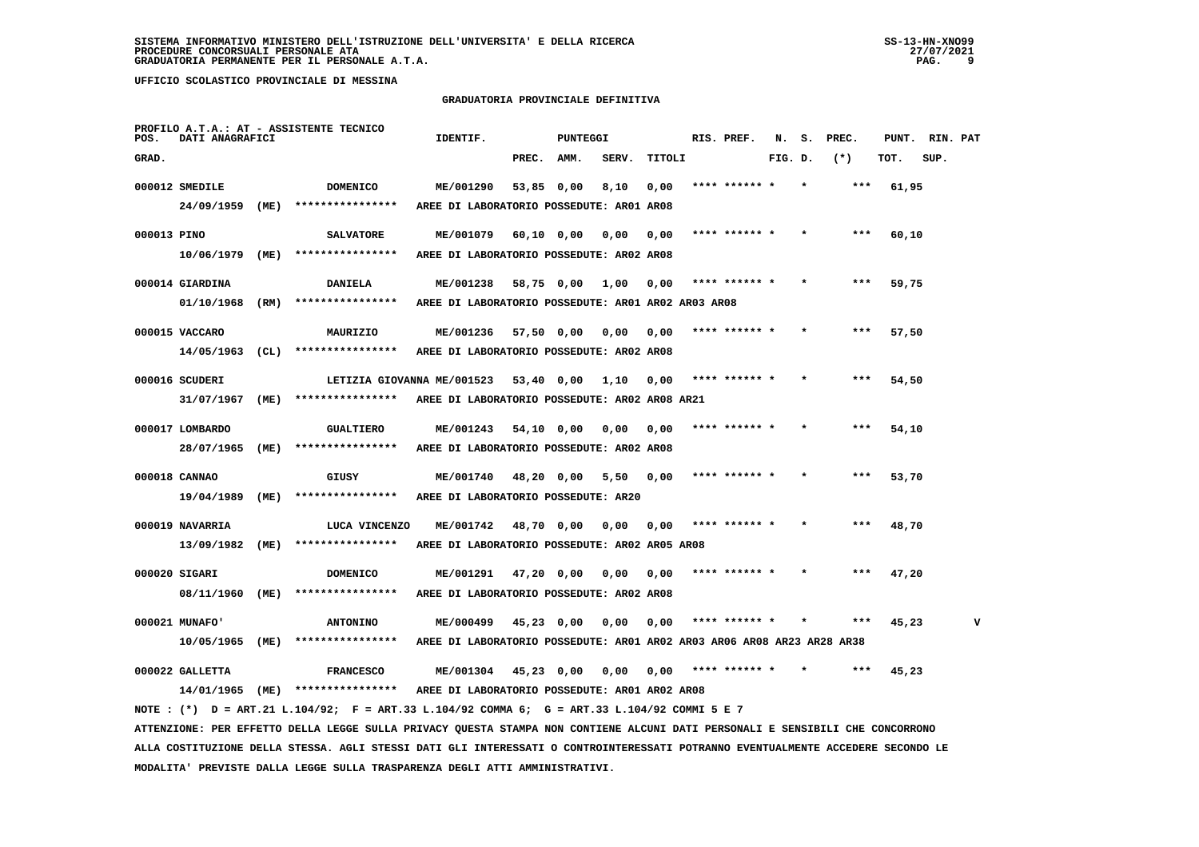SISTEMA INFORMATIVO MINISTERO DELL'ISTRUZIONE DELL'UNIVERSITA' E DELLA RICERCA
PROCEDURE CONCORSUALI PERSONALE ATA
GRADUATORIA PERMANENTE PER IL PERSONALE A.T.A.

UFFICIO SCOLASTICO PROVINCIALE DI MESSINA

GRADUATORIA PROVINCIALE DEFINITIVA

PROFILO A.T.A.: AT - ASSISTENTE TECNICO

| POS. GRAD. | DATI ANAGRAFICI | | IDENTIF. | PUNTEGGI PREC. | AMM. | SERV. | TITOLI | RIS. PREF. | N. FIG. | S. D. | PREC. (*) | PUNT. TOT. | RIN. SUP. | PAT |
|---|---|---|---|---|---|---|---|---|---|---|---|---|---|---|
| 000012 | SMEDILE | DOMENICO | ME/001290 | 53,85 | 0,00 | 8,10 | 0,00 | **** ****** * | | * | *** | 61,95 | | |
| | 24/09/1959 (ME) | **************** | AREE DI LABORATORIO POSSEDUTE: AR01 AR08 | | | | | | | | | | | |
| 000013 | PINO | SALVATORE | ME/001079 | 60,10 | 0,00 | 0,00 | 0,00 | **** ****** * | | * | *** | 60,10 | | |
| | 10/06/1979 (ME) | **************** | AREE DI LABORATORIO POSSEDUTE: AR02 AR08 | | | | | | | | | | | |
| 000014 | GIARDINA | DANIELA | ME/001238 | 58,75 | 0,00 | 1,00 | 0,00 | **** ****** * | | * | *** | 59,75 | | |
| | 01/10/1968 (RM) | **************** | AREE DI LABORATORIO POSSEDUTE: AR01 AR02 AR03 AR08 | | | | | | | | | | | |
| 000015 | VACCARO | MAURIZIO | ME/001236 | 57,50 | 0,00 | 0,00 | 0,00 | **** ****** * | | * | *** | 57,50 | | |
| | 14/05/1963 (CL) | **************** | AREE DI LABORATORIO POSSEDUTE: AR02 AR08 | | | | | | | | | | | |
| 000016 | SCUDERI | LETIZIA GIOVANNA | ME/001523 | 53,40 | 0,00 | 1,10 | 0,00 | **** ****** * | | * | *** | 54,50 | | |
| | 31/07/1967 (ME) | **************** | AREE DI LABORATORIO POSSEDUTE: AR02 AR08 AR21 | | | | | | | | | | | |
| 000017 | LOMBARDO | GUALTIERO | ME/001243 | 54,10 | 0,00 | 0,00 | 0,00 | **** ****** * | | * | *** | 54,10 | | |
| | 28/07/1965 (ME) | **************** | AREE DI LABORATORIO POSSEDUTE: AR02 AR08 | | | | | | | | | | | |
| 000018 | CANNAO | GIUSY | ME/001740 | 48,20 | 0,00 | 5,50 | 0,00 | **** ****** * | | * | *** | 53,70 | | |
| | 19/04/1989 (ME) | **************** | AREE DI LABORATORIO POSSEDUTE: AR20 | | | | | | | | | | | |
| 000019 | NAVARRIA | LUCA VINCENZO | ME/001742 | 48,70 | 0,00 | 0,00 | 0,00 | **** ****** * | | * | *** | 48,70 | | |
| | 13/09/1982 (ME) | **************** | AREE DI LABORATORIO POSSEDUTE: AR02 AR05 AR08 | | | | | | | | | | | |
| 000020 | SIGARI | DOMENICO | ME/001291 | 47,20 | 0,00 | 0,00 | 0,00 | **** ****** * | | * | *** | 47,20 | | |
| | 08/11/1960 (ME) | **************** | AREE DI LABORATORIO POSSEDUTE: AR02 AR08 | | | | | | | | | | | |
| 000021 | MUNAFO' | ANTONINO | ME/000499 | 45,23 | 0,00 | 0,00 | 0,00 | **** ****** * | | * | *** | 45,23 | | V |
| | 10/05/1965 (ME) | **************** | AREE DI LABORATORIO POSSEDUTE: AR01 AR02 AR03 AR06 AR08 AR23 AR28 AR38 | | | | | | | | | | | |
| 000022 | GALLETTA | FRANCESCO | ME/001304 | 45,23 | 0,00 | 0,00 | 0,00 | **** ****** * | | * | *** | 45,23 | | |
| | 14/01/1965 (ME) | **************** | AREE DI LABORATORIO POSSEDUTE: AR01 AR02 AR08 | | | | | | | | | | | |

NOTE : (*) D = ART.21 L.104/92; F = ART.33 L.104/92 COMMA 6; G = ART.33 L.104/92 COMMI 5 E 7

ATTENZIONE: PER EFFETTO DELLA LEGGE SULLA PRIVACY QUESTA STAMPA NON CONTIENE ALCUNI DATI PERSONALI E SENSIBILI CHE CONCORRONO ALLA COSTITUZIONE DELLA STESSA. AGLI STESSI DATI GLI INTERESSATI O CONTROINTERESSATI POTRANNO EVENTUALMENTE ACCEDERE SECONDO LE MODALITA' PREVISTE DALLA LEGGE SULLA TRASPARENZA DEGLI ATTI AMMINISTRATIVI.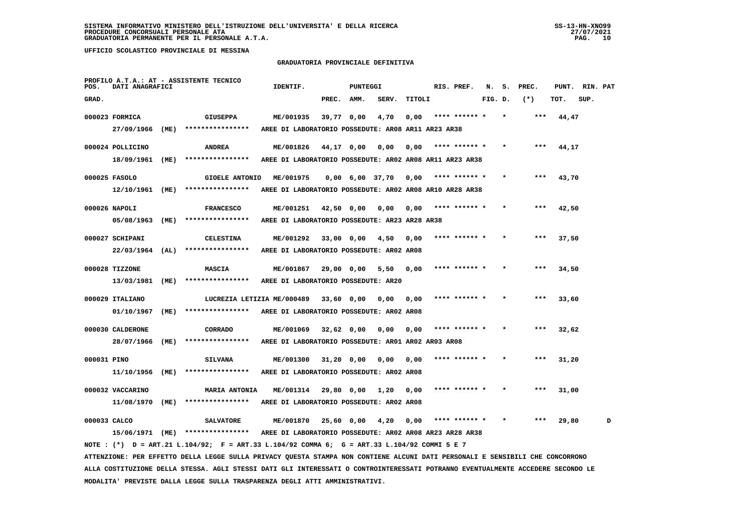SISTEMA INFORMATIVO MINISTERO DELL'ISTRUZIONE DELL'UNIVERSITA' E DELLA RICERCA
PROCEDURE CONCORSUALI PERSONALE ATA
GRADUATORIA PERMANENTE PER IL PERSONALE A.T.A.

UFFICIO SCOLASTICO PROVINCIALE DI MESSINA

## GRADUATORIA PROVINCIALE DEFINITIVA

PROFILO A.T.A.: AT - ASSISTENTE TECNICO

| GRAD. | POS. DATI ANAGRAFICI | | IDENTIF. | PREC. | AMM. | SERV. | TITOLI | RIS. PREF. | N. FIG. | S. D. | PREC. (*) | PUNT. TOT. | RIN. SUP. | PAT |
|---|---|---|---|---|---|---|---|---|---|---|---|---|---|---|
| 000023 | FORMICA | GIUSEPPA | ME/001935 | 39,77 | 0,00 | 4,70 | 0,00 | **** ****** * | | * | *** | 44,47 | | |
| | 27/09/1966 (ME) | **************** | AREE DI LABORATORIO POSSEDUTE: AR08 AR11 AR23 AR38 | | | | | | | | | | | |
| 000024 | POLLICINO | ANDREA | ME/001826 | 44,17 | 0,00 | 0,00 | 0,00 | **** ****** * | | * | *** | 44,17 | | |
| | 18/09/1961 (ME) | **************** | AREE DI LABORATORIO POSSEDUTE: AR02 AR08 AR11 AR23 AR38 | | | | | | | | | | | |
| 000025 | FASOLO | GIOELE ANTONIO | ME/001975 | 0,00 | 6,00 | 37,70 | 0,00 | **** ****** * | | * | *** | 43,70 | | |
| | 12/10/1961 (ME) | **************** | AREE DI LABORATORIO POSSEDUTE: AR02 AR08 AR10 AR28 AR38 | | | | | | | | | | | |
| 000026 | NAPOLI | FRANCESCO | ME/001251 | 42,50 | 0,00 | 0,00 | 0,00 | **** ****** * | | * | *** | 42,50 | | |
| | 05/08/1963 (ME) | **************** | AREE DI LABORATORIO POSSEDUTE: AR23 AR28 AR38 | | | | | | | | | | | |
| 000027 | SCHIPANI | CELESTINA | ME/001292 | 33,00 | 0,00 | 4,50 | 0,00 | **** ****** * | | * | *** | 37,50 | | |
| | 22/03/1964 (AL) | **************** | AREE DI LABORATORIO POSSEDUTE: AR02 AR08 | | | | | | | | | | | |
| 000028 | TIZZONE | MASCIA | ME/001867 | 29,00 | 0,00 | 5,50 | 0,00 | **** ****** * | | * | *** | 34,50 | | |
| | 13/03/1981 (ME) | **************** | AREE DI LABORATORIO POSSEDUTE: AR20 | | | | | | | | | | | |
| 000029 | ITALIANO | LUCREZIA LETIZIA | ME/000489 | 33,60 | 0,00 | 0,00 | 0,00 | **** ****** * | | * | *** | 33,60 | | |
| | 01/10/1967 (ME) | **************** | AREE DI LABORATORIO POSSEDUTE: AR02 AR08 | | | | | | | | | | | |
| 000030 | CALDERONE | CORRADO | ME/001069 | 32,62 | 0,00 | 0,00 | 0,00 | **** ****** * | | * | *** | 32,62 | | |
| | 28/07/1966 (ME) | **************** | AREE DI LABORATORIO POSSEDUTE: AR01 AR02 AR03 AR08 | | | | | | | | | | | |
| 000031 | PINO | SILVANA | ME/001300 | 31,20 | 0,00 | 0,00 | 0,00 | **** ****** * | | * | *** | 31,20 | | |
| | 11/10/1956 (ME) | **************** | AREE DI LABORATORIO POSSEDUTE: AR02 AR08 | | | | | | | | | | | |
| 000032 | VACCARINO | MARIA ANTONIA | ME/001314 | 29,80 | 0,00 | 1,20 | 0,00 | **** ****** * | | * | *** | 31,00 | | |
| | 11/08/1970 (ME) | **************** | AREE DI LABORATORIO POSSEDUTE: AR02 AR08 | | | | | | | | | | | |
| 000033 | CALCO | SALVATORE | ME/001870 | 25,60 | 0,00 | 4,20 | 0,00 | **** ****** * | | * | *** | 29,80 | | D |
| | 15/06/1971 (ME) | **************** | AREE DI LABORATORIO POSSEDUTE: AR02 AR08 AR23 AR28 AR38 | | | | | | | | | | | |

NOTE : (*) D = ART.21 L.104/92; F = ART.33 L.104/92 COMMA 6; G = ART.33 L.104/92 COMMI 5 E 7

ATTENZIONE: PER EFFETTO DELLA LEGGE SULLA PRIVACY QUESTA STAMPA NON CONTIENE ALCUNI DATI PERSONALI E SENSIBILI CHE CONCORRONO ALLA COSTITUZIONE DELLA STESSA. AGLI STESSI DATI GLI INTERESSATI O CONTROINTERESSATI POTRANNO EVENTUALMENTE ACCEDERE SECONDO LE MODALITA' PREVISTE DALLA LEGGE SULLA TRASPARENZA DEGLI ATTI AMMINISTRATIVI.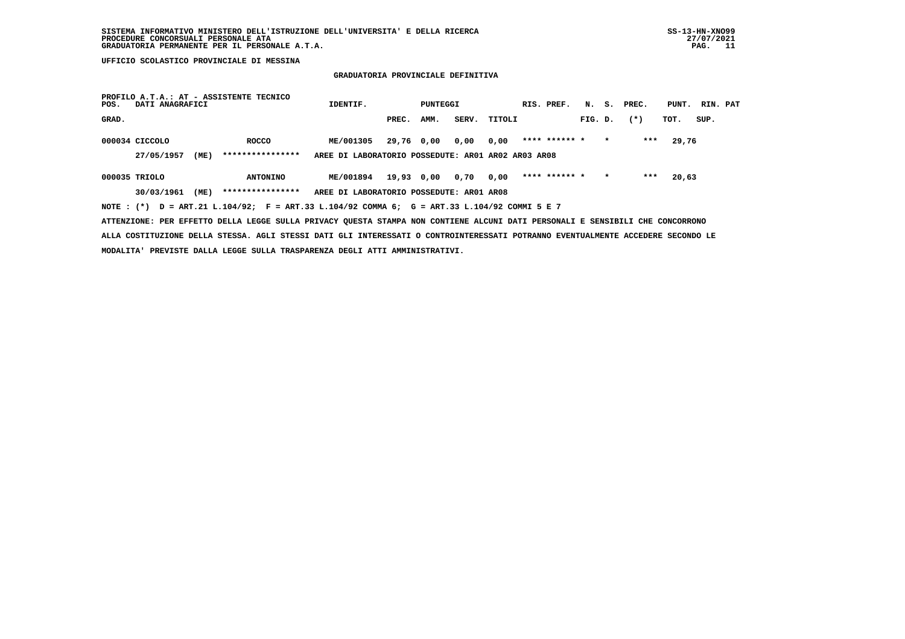SISTEMA INFORMATIVO MINISTERO DELL'ISTRUZIONE DELL'UNIVERSITA' E DELLA RICERCA
PROCEDURE CONCORSUALI PERSONALE ATA
GRADUATORIA PERMANENTE PER IL PERSONALE A.T.A.

UFFICIO SCOLASTICO PROVINCIALE DI MESSINA

GRADUATORIA PROVINCIALE DEFINITIVA

PROFILO A.T.A.: AT - ASSISTENTE TECNICO

| POS. GRAD. | DATI ANAGRAFICI | | | IDENTIF. | PUNTEGGI PREC. | AMM. | SERV. | TITOLI | RIS. PREF. | N. FIG. | S. D. | PREC. (*) | PUNT. TOT. | RIN. SUP. | PAT |
|---|---|---|---|---|---|---|---|---|---|---|---|---|---|---|---|
| 000034 | CICCOLO | | ROCCO | ME/001305 | 29,76 | 0,00 | 0,00 | 0,00 | **** ****** | * | * | *** | 29,76 | | |
| | 27/05/1957 | (ME) | **************** | AREE DI LABORATORIO POSSEDUTE: AR01 AR02 AR03 AR08 | | | | | | | | | | | |
| 000035 | TRIOLO | | ANTONINO | ME/001894 | 19,93 | 0,00 | 0,70 | 0,00 | **** ****** | * | * | *** | 20,63 | | |
| | 30/03/1961 | (ME) | **************** | AREE DI LABORATORIO POSSEDUTE: AR01 AR08 | | | | | | | | | | | |

NOTE : (*) D = ART.21 L.104/92; F = ART.33 L.104/92 COMMA 6; G = ART.33 L.104/92 COMMI 5 E 7

ATTENZIONE: PER EFFETTO DELLA LEGGE SULLA PRIVACY QUESTA STAMPA NON CONTIENE ALCUNI DATI PERSONALI E SENSIBILI CHE CONCORRONO ALLA COSTITUZIONE DELLA STESSA. AGLI STESSI DATI GLI INTERESSATI O CONTROINTERESSATI POTRANNO EVENTUALMENTE ACCEDERE SECONDO LE MODALITA' PREVISTE DALLA LEGGE SULLA TRASPARENZA DEGLI ATTI AMMINISTRATIVI.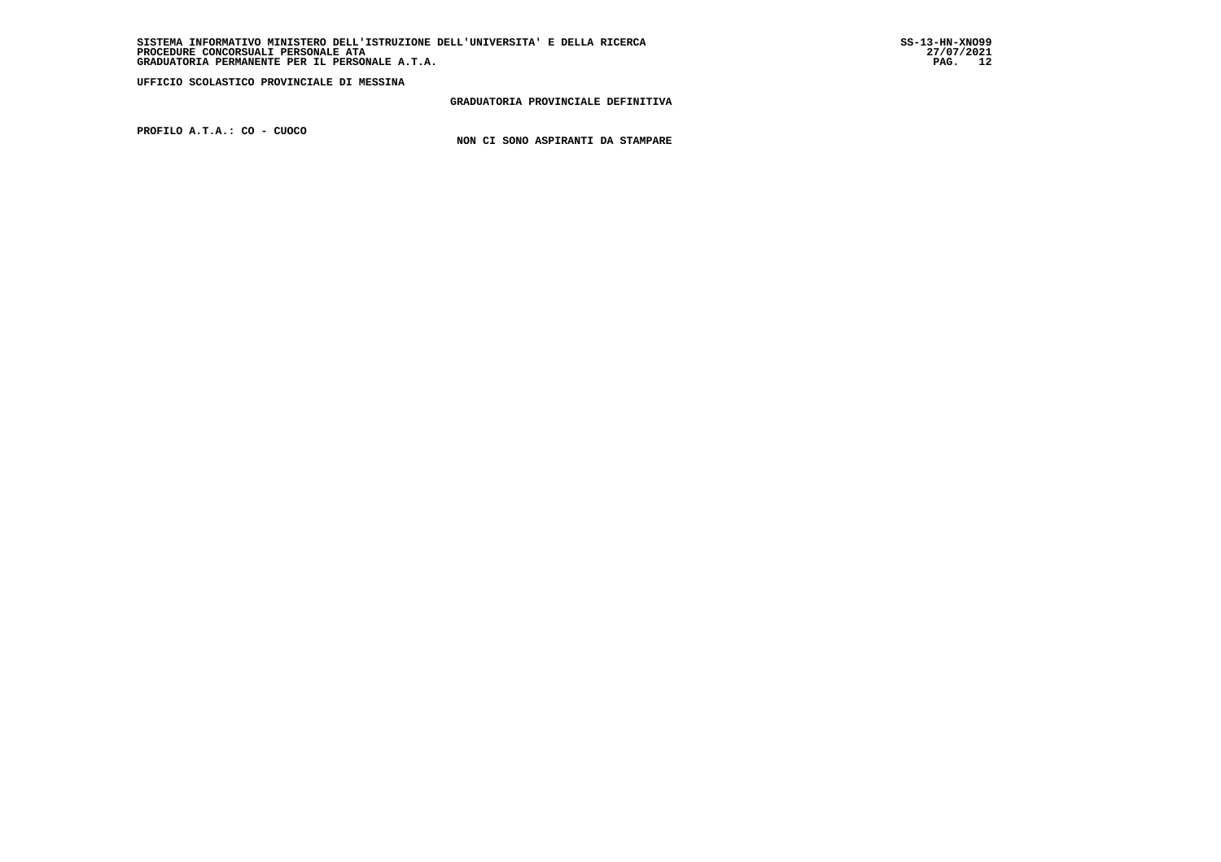**UFFICIO SCOLASTICO PROVINCIALE DI MESSINA**

**GRADUATORIA PROVINCIALE DEFINITIVA**

**PROFILO A.T.A.: CO - CUOCO**

**NON CI SONO ASPIRANTI DA STAMPARE**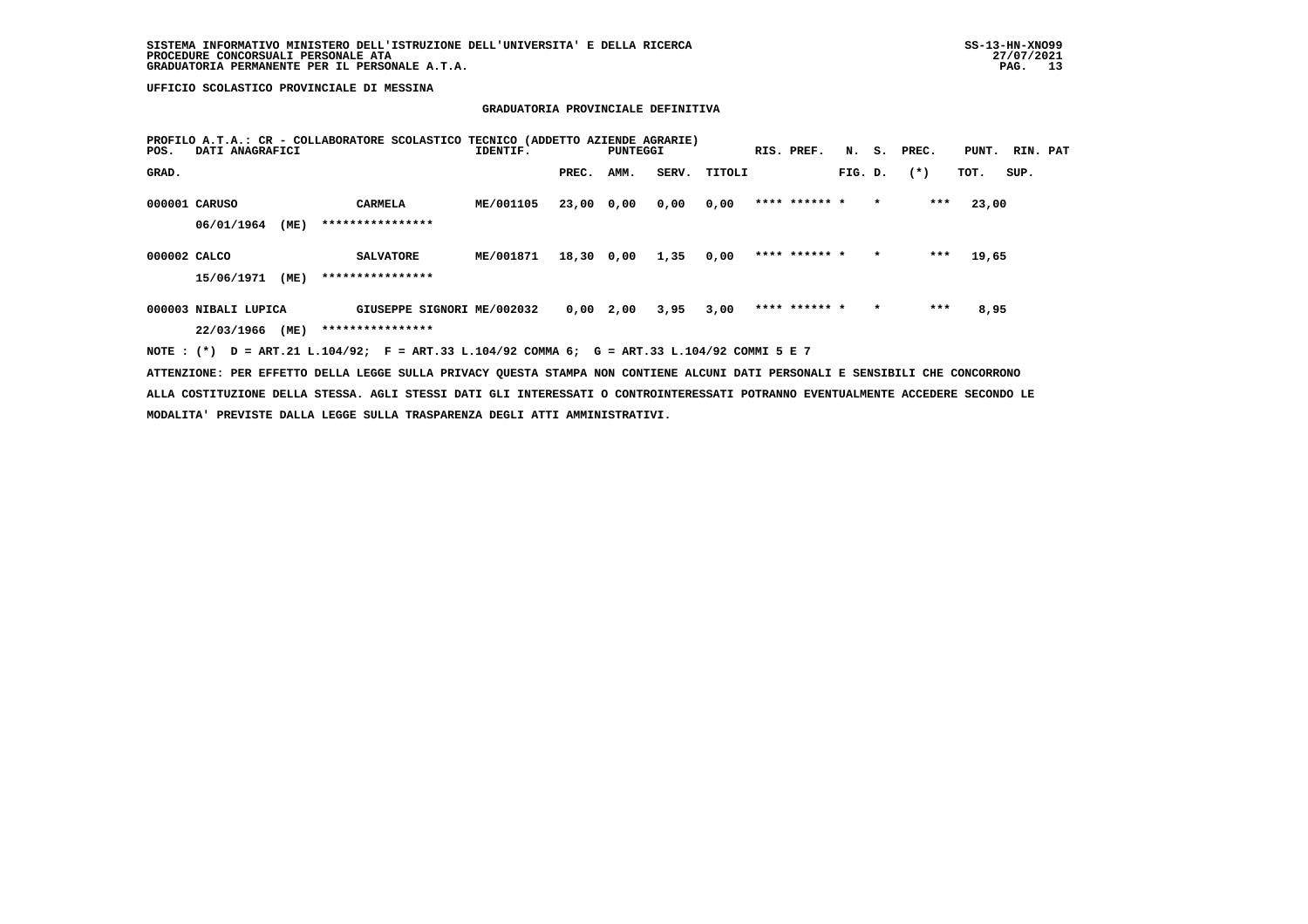SISTEMA INFORMATIVO MINISTERO DELL'ISTRUZIONE DELL'UNIVERSITA' E DELLA RICERCA
PROCEDURE CONCORSUALI PERSONALE ATA
GRADUATORIA PERMANENTE PER IL PERSONALE A.T.A.

SS-13-HN-XNO99
27/07/2021

UFFICIO SCOLASTICO PROVINCIALE DI MESSINA

## GRADUATORIA PROVINCIALE DEFINITIVA

PROFILO A.T.A.: CR - COLLABORATORE SCOLASTICO TECNICO (ADDETTO AZIENDE AGRARIE)

| POS. GRAD. | DATI ANAGRAFICI | | IDENTIF. | PUNTEGGI PREC. | AMM. | SERV. | TITOLI | RIS. PREF. | N. FIG. | S. D. | PREC. (*) | PUNT. TOT. | RIN. PAT SUP. |
|---|---|---|---|---|---|---|---|---|---|---|---|---|---|
| 000001 | CARUSO 06/01/1964 (ME) | CARMELA **************** | ME/001105 | 23,00 | 0,00 | 0,00 | 0,00 | **** ****** | * | * | *** | 23,00 | |
| 000002 | CALCO 15/06/1971 (ME) | SALVATORE **************** | ME/001871 | 18,30 | 0,00 | 1,35 | 0,00 | **** ****** | * | * | *** | 19,65 | |
| 000003 | NIBALI LUPICA 22/03/1966 (ME) | GIUSEPPE SIGNORI **************** | ME/002032 | 0,00 | 2,00 | 3,95 | 3,00 | **** ****** | * | * | *** | 8,95 | |

NOTE : (*) D = ART.21 L.104/92; F = ART.33 L.104/92 COMMA 6; G = ART.33 L.104/92 COMMI 5 E 7

ATTENZIONE: PER EFFETTO DELLA LEGGE SULLA PRIVACY QUESTA STAMPA NON CONTIENE ALCUNI DATI PERSONALI E SENSIBILI CHE CONCORRONO ALLA COSTITUZIONE DELLA STESSA. AGLI STESSI DATI GLI INTERESSATI O CONTROINTERESSATI POTRANNO EVENTUALMENTE ACCEDERE SECONDO LE MODALITA' PREVISTE DALLA LEGGE SULLA TRASPARENZA DEGLI ATTI AMMINISTRATIVI.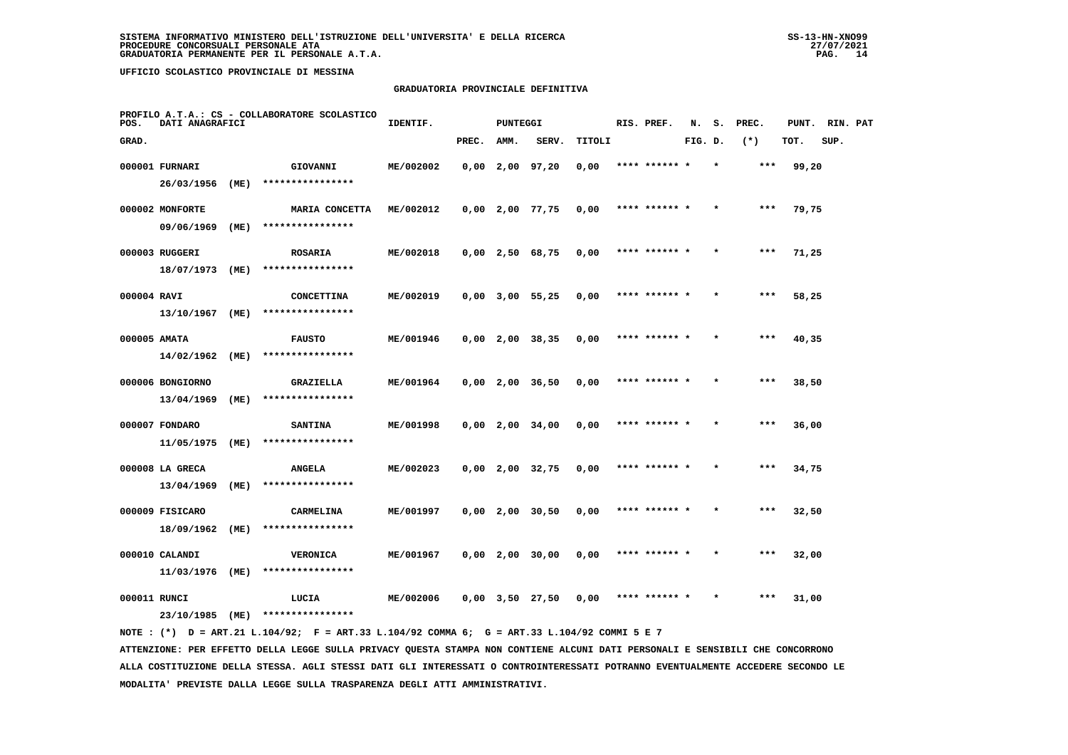**SISTEMA INFORMATIVO MINISTERO DELL'ISTRUZIONE DELL'UNIVERSITA' E DELLA RICERCA**
**PROCEDURE CONCORSUALI PERSONALE ATA**
**GRADUATORIA PERMANENTE PER IL PERSONALE A.T.A.**

**UFFICIO SCOLASTICO PROVINCIALE DI MESSINA**

## GRADUATORIA PROVINCIALE DEFINITIVA

PROFILO A.T.A.: CS - COLLABORATORE SCOLASTICO

| POS. GRAD. | DATI ANAGRAFICI | | IDENTIF. | PUNTEGGI PREC. | AMM. | SERV. | TITOLI | RIS. PREF. | N. FIG. | S. D. | PREC. (*) | PUNT. TOT. | RIN. SUP. | PAT |
|---|---|---|---|---|---|---|---|---|---|---|---|---|---|---|
| 000001 | FURNARI 26/03/1956 (ME) | GIOVANNI **************** | ME/002002 | 0,00 | 2,00 | 97,20 | 0,00 | **** ****** * | | * | *** | 99,20 | | |
| 000002 | MONFORTE 09/06/1969 (ME) | MARIA CONCETTA **************** | ME/002012 | 0,00 | 2,00 | 77,75 | 0,00 | **** ****** * | | * | *** | 79,75 | | |
| 000003 | RUGGERI 18/07/1973 (ME) | ROSARIA **************** | ME/002018 | 0,00 | 2,50 | 68,75 | 0,00 | **** ****** * | | * | *** | 71,25 | | |
| 000004 | RAVI 13/10/1967 (ME) | CONCETTINA **************** | ME/002019 | 0,00 | 3,00 | 55,25 | 0,00 | **** ****** * | | * | *** | 58,25 | | |
| 000005 | AMATA 14/02/1962 (ME) | FAUSTO **************** | ME/001946 | 0,00 | 2,00 | 38,35 | 0,00 | **** ****** * | | * | *** | 40,35 | | |
| 000006 | BONGIORNO 13/04/1969 (ME) | GRAZIELLA **************** | ME/001964 | 0,00 | 2,00 | 36,50 | 0,00 | **** ****** * | | * | *** | 38,50 | | |
| 000007 | FONDARO 11/05/1975 (ME) | SANTINA **************** | ME/001998 | 0,00 | 2,00 | 34,00 | 0,00 | **** ****** * | | * | *** | 36,00 | | |
| 000008 | LA GRECA 13/04/1969 (ME) | ANGELA **************** | ME/002023 | 0,00 | 2,00 | 32,75 | 0,00 | **** ****** * | | * | *** | 34,75 | | |
| 000009 | FISICARO 18/09/1962 (ME) | CARMELINA **************** | ME/001997 | 0,00 | 2,00 | 30,50 | 0,00 | **** ****** * | | * | *** | 32,50 | | |
| 000010 | CALANDI 11/03/1976 (ME) | VERONICA **************** | ME/001967 | 0,00 | 2,00 | 30,00 | 0,00 | **** ****** * | | * | *** | 32,00 | | |
| 000011 | RUNCI 23/10/1985 (ME) | LUCIA **************** | ME/002006 | 0,00 | 3,50 | 27,50 | 0,00 | **** ****** * | | * | *** | 31,00 | | |

NOTE : (*) D = ART.21 L.104/92; F = ART.33 L.104/92 COMMA 6; G = ART.33 L.104/92 COMMI 5 E 7

ATTENZIONE: PER EFFETTO DELLA LEGGE SULLA PRIVACY QUESTA STAMPA NON CONTIENE ALCUNI DATI PERSONALI E SENSIBILI CHE CONCORRONO ALLA COSTITUZIONE DELLA STESSA. AGLI STESSI DATI GLI INTERESSATI O CONTROINTERESSATI POTRANNO EVENTUALMENTE ACCEDERE SECONDO LE MODALITA' PREVISTE DALLA LEGGE SULLA TRASPARENZA DEGLI ATTI AMMINISTRATIVI.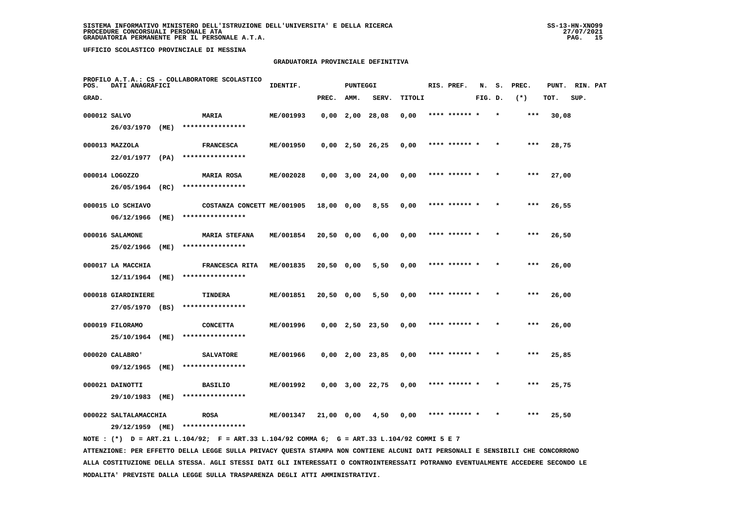**UFFICIO SCOLASTICO PROVINCIALE DI MESSINA**

## GRADUATORIA PROVINCIALE DEFINITIVA

PROFILO A.T.A.: CS - COLLABORATORE SCOLASTICO

| POS. GRAD. | DATI ANAGRAFICI | | IDENTIF. | PUNTEGGI PREC. | AMM. | SERV. | TITOLI | RIS. PREF. | N. FIG. | S. D. | PREC. (*) | PUNT. TOT. | RIN. SUP. | PAT |
|---|---|---|---|---|---|---|---|---|---|---|---|---|---|---|
| 000012 | SALVO 26/03/1970 (ME) | MARIA **************** | ME/001993 | 0,00 | 2,00 | 28,08 | 0,00 | **** ****** * | | * | *** | 30,08 | | |
| 000013 | MAZZOLA 22/01/1977 (PA) | FRANCESCA **************** | ME/001950 | 0,00 | 2,50 | 26,25 | 0,00 | **** ****** * | | * | *** | 28,75 | | |
| 000014 | LOGOZZO 26/05/1964 (RC) | MARIA ROSA **************** | ME/002028 | 0,00 | 3,00 | 24,00 | 0,00 | **** ****** * | | * | *** | 27,00 | | |
| 000015 | LO SCHIAVO 06/12/1966 (ME) | COSTANZA CONCETT **************** | ME/001905 | 18,00 | 0,00 | 8,55 | 0,00 | **** ****** * | | * | *** | 26,55 | | |
| 000016 | SALAMONE 25/02/1966 (ME) | MARIA STEFANA **************** | ME/001854 | 20,50 | 0,00 | 6,00 | 0,00 | **** ****** * | | * | *** | 26,50 | | |
| 000017 | LA MACCHIA 12/11/1964 (ME) | FRANCESCA RITA **************** | ME/001835 | 20,50 | 0,00 | 5,50 | 0,00 | **** ****** * | | * | *** | 26,00 | | |
| 000018 | GIARDINIERE 27/05/1970 (BS) | TINDERA **************** | ME/001851 | 20,50 | 0,00 | 5,50 | 0,00 | **** ****** * | | * | *** | 26,00 | | |
| 000019 | FILORAMO 25/10/1964 (ME) | CONCETTA **************** | ME/001996 | 0,00 | 2,50 | 23,50 | 0,00 | **** ****** * | | * | *** | 26,00 | | |
| 000020 | CALABRO' 09/12/1965 (ME) | SALVATORE **************** | ME/001966 | 0,00 | 2,00 | 23,85 | 0,00 | **** ****** * | | * | *** | 25,85 | | |
| 000021 | DAINOTTI 29/10/1983 (ME) | BASILIO **************** | ME/001992 | 0,00 | 3,00 | 22,75 | 0,00 | **** ****** * | | * | *** | 25,75 | | |
| 000022 | SALTALAMACCHIA 29/12/1959 (ME) | ROSA **************** | ME/001347 | 21,00 | 0,00 | 4,50 | 0,00 | **** ****** * | | * | *** | 25,50 | | |

NOTE : (*) D = ART.21 L.104/92; F = ART.33 L.104/92 COMMA 6; G = ART.33 L.104/92 COMMI 5 E 7

ATTENZIONE: PER EFFETTO DELLA LEGGE SULLA PRIVACY QUESTA STAMPA NON CONTIENE ALCUNI DATI PERSONALI E SENSIBILI CHE CONCORRONO ALLA COSTITUZIONE DELLA STESSA. AGLI STESSI DATI GLI INTERESSATI O CONTROINTERESSATI POTRANNO EVENTUALMENTE ACCEDERE SECONDO LE MODALITA' PREVISTE DALLA LEGGE SULLA TRASPARENZA DEGLI ATTI AMMINISTRATIVI.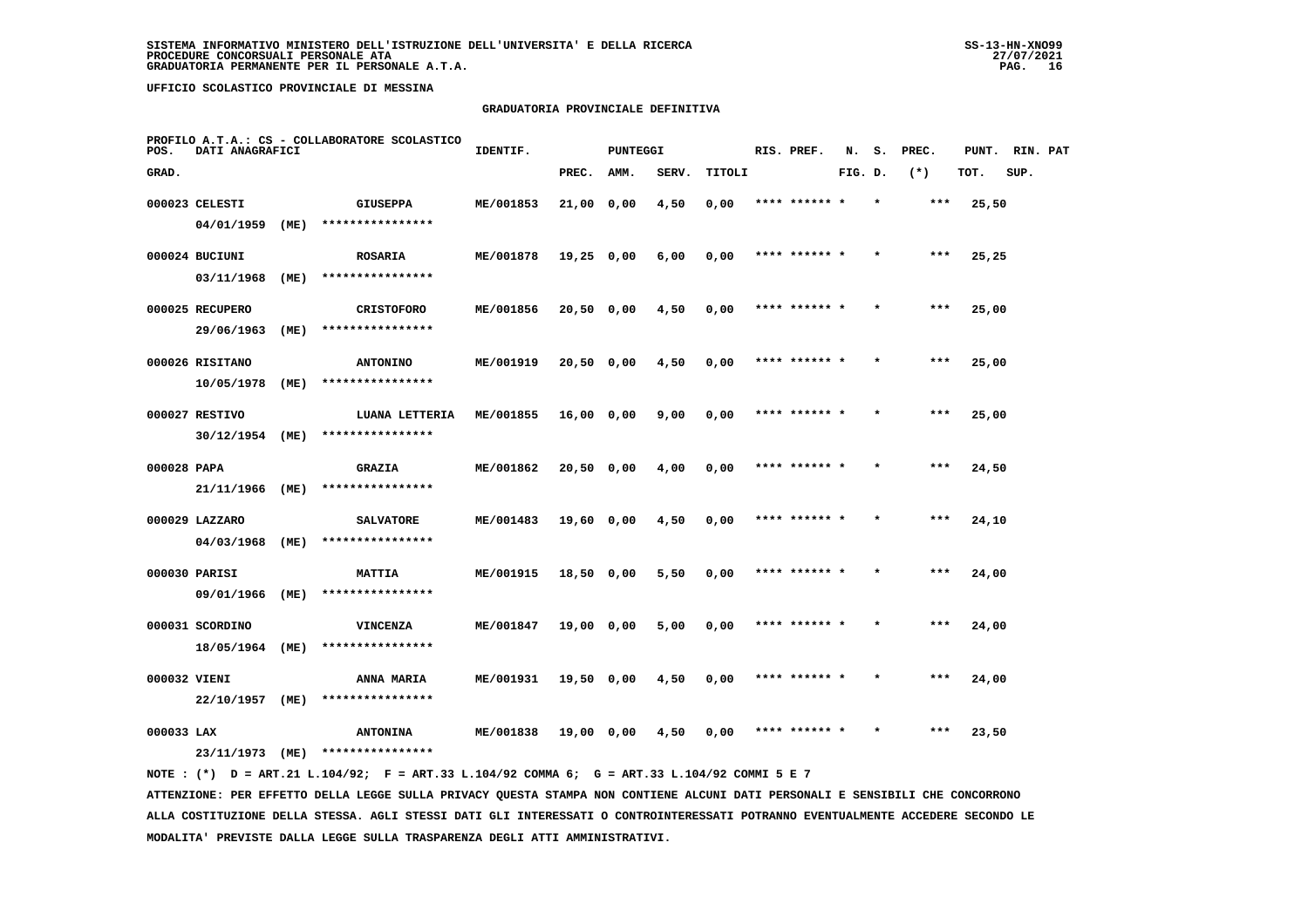UFFICIO SCOLASTICO PROVINCIALE DI MESSINA

## GRADUATORIA PROVINCIALE DEFINITIVA

PROFILO A.T.A.: CS - COLLABORATORE SCOLASTICO

| POS. GRAD. | DATI ANAGRAFICI | | IDENTIF. | PUNTEGGI PREC. | AMM. | SERV. | TITOLI | RIS. PREF. | N. FIG. | S. D. | PREC. (*) | PUNT. TOT. | RIN. SUP. | PAT |
|---|---|---|---|---|---|---|---|---|---|---|---|---|---|---|
| 000023 | CELESTI 04/01/1959 (ME) | GIUSEPPA **************** | ME/001853 | 21,00 | 0,00 | 4,50 | 0,00 | **** ****** * | | * | *** | 25,50 | | |
| 000024 | BUCIUNI 03/11/1968 (ME) | ROSARIA **************** | ME/001878 | 19,25 | 0,00 | 6,00 | 0,00 | **** ****** * | | * | *** | 25,25 | | |
| 000025 | RECUPERO 29/06/1963 (ME) | CRISTOFORO **************** | ME/001856 | 20,50 | 0,00 | 4,50 | 0,00 | **** ****** * | | * | *** | 25,00 | | |
| 000026 | RISITANO 10/05/1978 (ME) | ANTONINO **************** | ME/001919 | 20,50 | 0,00 | 4,50 | 0,00 | **** ****** * | | * | *** | 25,00 | | |
| 000027 | RESTIVO 30/12/1954 (ME) | LUANA LETTERIA **************** | ME/001855 | 16,00 | 0,00 | 9,00 | 0,00 | **** ****** * | | * | *** | 25,00 | | |
| 000028 | PAPA 21/11/1966 (ME) | GRAZIA **************** | ME/001862 | 20,50 | 0,00 | 4,00 | 0,00 | **** ****** * | | * | *** | 24,50 | | |
| 000029 | LAZZARO 04/03/1968 (ME) | SALVATORE **************** | ME/001483 | 19,60 | 0,00 | 4,50 | 0,00 | **** ****** * | | * | *** | 24,10 | | |
| 000030 | PARISI 09/01/1966 (ME) | MATTIA **************** | ME/001915 | 18,50 | 0,00 | 5,50 | 0,00 | **** ****** * | | * | *** | 24,00 | | |
| 000031 | SCORDINO 18/05/1964 (ME) | VINCENZA **************** | ME/001847 | 19,00 | 0,00 | 5,00 | 0,00 | **** ****** * | | * | *** | 24,00 | | |
| 000032 | VIENI 22/10/1957 (ME) | ANNA MARIA **************** | ME/001931 | 19,50 | 0,00 | 4,50 | 0,00 | **** ****** * | | * | *** | 24,00 | | |
| 000033 | LAX 23/11/1973 (ME) | ANTONINA **************** | ME/001838 | 19,00 | 0,00 | 4,50 | 0,00 | **** ****** * | | * | *** | 23,50 | | |

NOTE : (*) D = ART.21 L.104/92; F = ART.33 L.104/92 COMMA 6; G = ART.33 L.104/92 COMMI 5 E 7

ATTENZIONE: PER EFFETTO DELLA LEGGE SULLA PRIVACY QUESTA STAMPA NON CONTIENE ALCUNI DATI PERSONALI E SENSIBILI CHE CONCORRONO ALLA COSTITUZIONE DELLA STESSA. AGLI STESSI DATI GLI INTERESSATI O CONTROINTERESSATI POTRANNO EVENTUALMENTE ACCEDERE SECONDO LE MODALITA' PREVISTE DALLA LEGGE SULLA TRASPARENZA DEGLI ATTI AMMINISTRATIVI.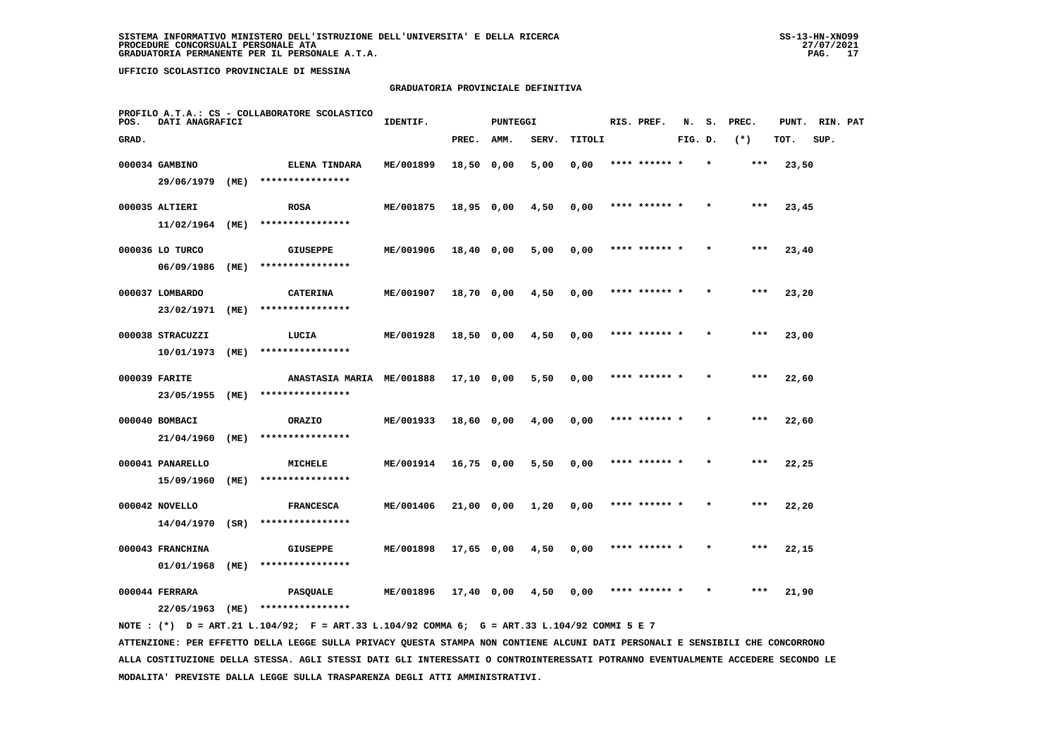SISTEMA INFORMATIVO MINISTERO DELL'ISTRUZIONE DELL'UNIVERSITA' E DELLA RICERCA
PROCEDURE CONCORSUALI PERSONALE ATA
GRADUATORIA PERMANENTE PER IL PERSONALE A.T.A.

UFFICIO SCOLASTICO PROVINCIALE DI MESSINA

## GRADUATORIA PROVINCIALE DEFINITIVA

PROFILO A.T.A.: CS - COLLABORATORE SCOLASTICO

| POS. GRAD. | DATI ANAGRAFICI | | IDENTIF. | PUNTEGGI PREC. | AMM. | SERV. | TITOLI | RIS. PREF. | N. FIG. | S. D. | PREC. (*) | PUNT. TOT. | RIN. PAT SUP. |
|---|---|---|---|---|---|---|---|---|---|---|---|---|---|
| 000034 | GAMBINO 29/06/1979 (ME) | ELENA TINDARA **************** | ME/001899 | 18,50 | 0,00 | 5,00 | 0,00 | **** ****** * | | * | *** | 23,50 | |
| 000035 | ALTIERI 11/02/1964 (ME) | ROSA **************** | ME/001875 | 18,95 | 0,00 | 4,50 | 0,00 | **** ****** * | | * | *** | 23,45 | |
| 000036 | LO TURCO 06/09/1986 (ME) | GIUSEPPE **************** | ME/001906 | 18,40 | 0,00 | 5,00 | 0,00 | **** ****** * | | * | *** | 23,40 | |
| 000037 | LOMBARDO 23/02/1971 (ME) | CATERINA **************** | ME/001907 | 18,70 | 0,00 | 4,50 | 0,00 | **** ****** * | | * | *** | 23,20 | |
| 000038 | STRACUZZI 10/01/1973 (ME) | LUCIA **************** | ME/001928 | 18,50 | 0,00 | 4,50 | 0,00 | **** ****** * | | * | *** | 23,00 | |
| 000039 | FARITE 23/05/1955 (ME) | ANASTASIA MARIA **************** | ME/001888 | 17,10 | 0,00 | 5,50 | 0,00 | **** ****** * | | * | *** | 22,60 | |
| 000040 | BOMBACI 21/04/1960 (ME) | ORAZIO **************** | ME/001933 | 18,60 | 0,00 | 4,00 | 0,00 | **** ****** * | | * | *** | 22,60 | |
| 000041 | PANARELLO 15/09/1960 (ME) | MICHELE **************** | ME/001914 | 16,75 | 0,00 | 5,50 | 0,00 | **** ****** * | | * | *** | 22,25 | |
| 000042 | NOVELLO 14/04/1970 (SR) | FRANCESCA **************** | ME/001406 | 21,00 | 0,00 | 1,20 | 0,00 | **** ****** * | | * | *** | 22,20 | |
| 000043 | FRANCHINA 01/01/1968 (ME) | GIUSEPPE **************** | ME/001898 | 17,65 | 0,00 | 4,50 | 0,00 | **** ****** * | | * | *** | 22,15 | |
| 000044 | FERRARA 22/05/1963 (ME) | PASQUALE **************** | ME/001896 | 17,40 | 0,00 | 4,50 | 0,00 | **** ****** * | | * | *** | 21,90 | |

NOTE : (*) D = ART.21 L.104/92; F = ART.33 L.104/92 COMMA 6; G = ART.33 L.104/92 COMMI 5 E 7

ATTENZIONE: PER EFFETTO DELLA LEGGE SULLA PRIVACY QUESTA STAMPA NON CONTIENE ALCUNI DATI PERSONALI E SENSIBILI CHE CONCORRONO ALLA COSTITUZIONE DELLA STESSA. AGLI STESSI DATI GLI INTERESSATI O CONTROINTERESSATI POTRANNO EVENTUALMENTE ACCEDERE SECONDO LE MODALITA' PREVISTE DALLA LEGGE SULLA TRASPARENZA DEGLI ATTI AMMINISTRATIVI.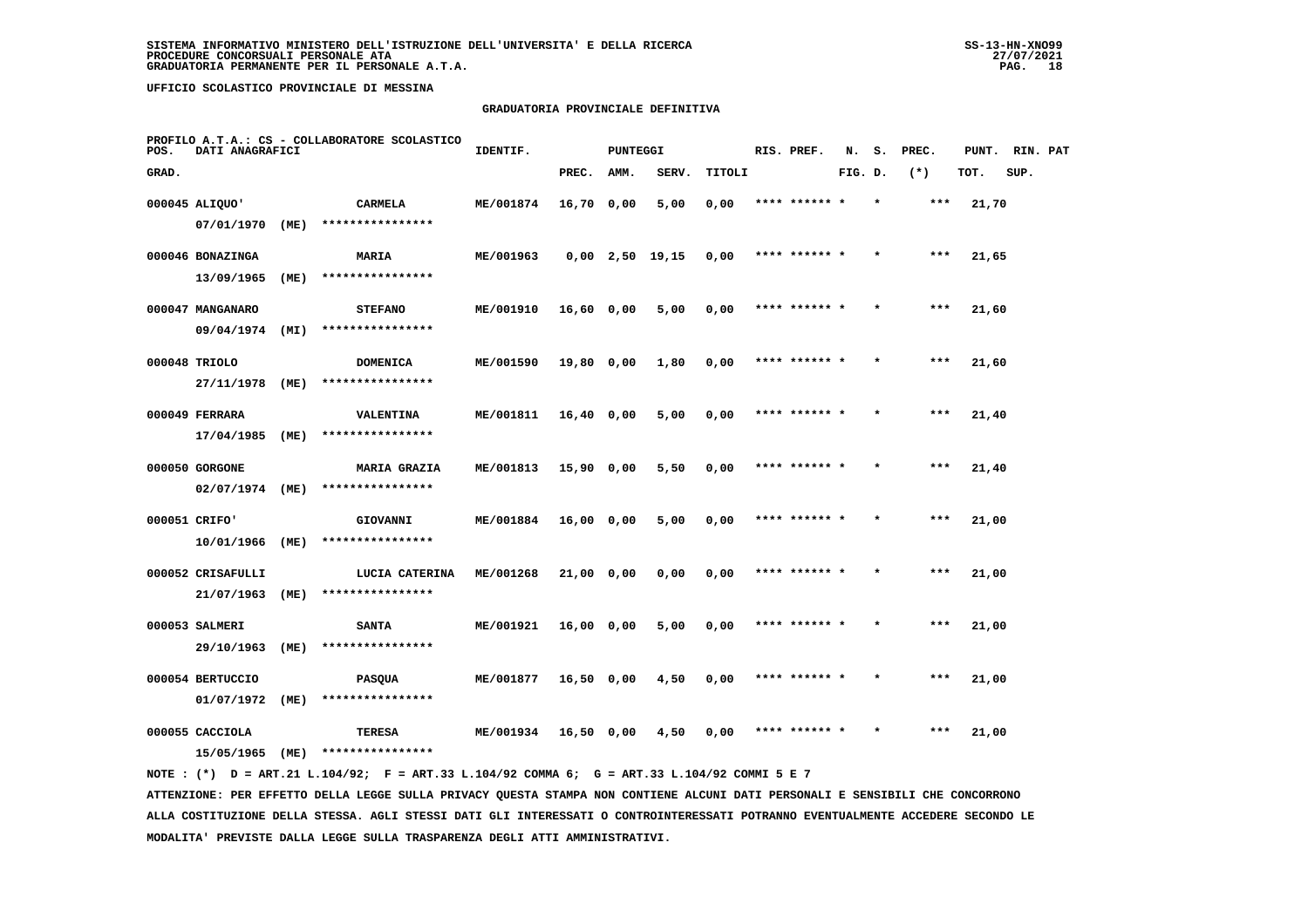**UFFICIO SCOLASTICO PROVINCIALE DI MESSINA**

## GRADUATORIA PROVINCIALE DEFINITIVA

PROFILO A.T.A.: CS - COLLABORATORE SCOLASTICO

| POS. GRAD. | DATI ANAGRAFICI | | IDENTIF. | PUNTEGGI PREC. | AMM. | SERV. | TITOLI | RIS. PREF. | N. FIG. | S. D. | PREC. (*) | PUNT. TOT. | RIN. SUP. | PAT |
|---|---|---|---|---|---|---|---|---|---|---|---|---|---|---|
| 000045 | ALIQUO' 07/01/1970 (ME) | CARMELA **************** | ME/001874 | 16,70 | 0,00 | 5,00 | 0,00 | **** ****** * | | * | *** | 21,70 | | |
| 000046 | BONAZINGA 13/09/1965 (ME) | MARIA **************** | ME/001963 | 0,00 | 2,50 | 19,15 | 0,00 | **** ****** * | | * | *** | 21,65 | | |
| 000047 | MANGANARO 09/04/1974 (MI) | STEFANO **************** | ME/001910 | 16,60 | 0,00 | 5,00 | 0,00 | **** ****** * | | * | *** | 21,60 | | |
| 000048 | TRIOLO 27/11/1978 (ME) | DOMENICA **************** | ME/001590 | 19,80 | 0,00 | 1,80 | 0,00 | **** ****** * | | * | *** | 21,60 | | |
| 000049 | FERRARA 17/04/1985 (ME) | VALENTINA **************** | ME/001811 | 16,40 | 0,00 | 5,00 | 0,00 | **** ****** * | | * | *** | 21,40 | | |
| 000050 | GORGONE 02/07/1974 (ME) | MARIA GRAZIA **************** | ME/001813 | 15,90 | 0,00 | 5,50 | 0,00 | **** ****** * | | * | *** | 21,40 | | |
| 000051 | CRIFO' 10/01/1966 (ME) | GIOVANNI **************** | ME/001884 | 16,00 | 0,00 | 5,00 | 0,00 | **** ****** * | | * | *** | 21,00 | | |
| 000052 | CRISAFULLI 21/07/1963 (ME) | LUCIA CATERINA **************** | ME/001268 | 21,00 | 0,00 | 0,00 | 0,00 | **** ****** * | | * | *** | 21,00 | | |
| 000053 | SALMERI 29/10/1963 (ME) | SANTA **************** | ME/001921 | 16,00 | 0,00 | 5,00 | 0,00 | **** ****** * | | * | *** | 21,00 | | |
| 000054 | BERTUCCIO 01/07/1972 (ME) | PASQUA **************** | ME/001877 | 16,50 | 0,00 | 4,50 | 0,00 | **** ****** * | | * | *** | 21,00 | | |
| 000055 | CACCIOLA 15/05/1965 (ME) | TERESA **************** | ME/001934 | 16,50 | 0,00 | 4,50 | 0,00 | **** ****** * | | * | *** | 21,00 | | |

NOTE : (*) D = ART.21 L.104/92; F = ART.33 L.104/92 COMMA 6; G = ART.33 L.104/92 COMMI 5 E 7

ATTENZIONE: PER EFFETTO DELLA LEGGE SULLA PRIVACY QUESTA STAMPA NON CONTIENE ALCUNI DATI PERSONALI E SENSIBILI CHE CONCORRONO ALLA COSTITUZIONE DELLA STESSA. AGLI STESSI DATI GLI INTERESSATI O CONTROINTERESSATI POTRANNO EVENTUALMENTE ACCEDERE SECONDO LE MODALITA' PREVISTE DALLA LEGGE SULLA TRASPARENZA DEGLI ATTI AMMINISTRATIVI.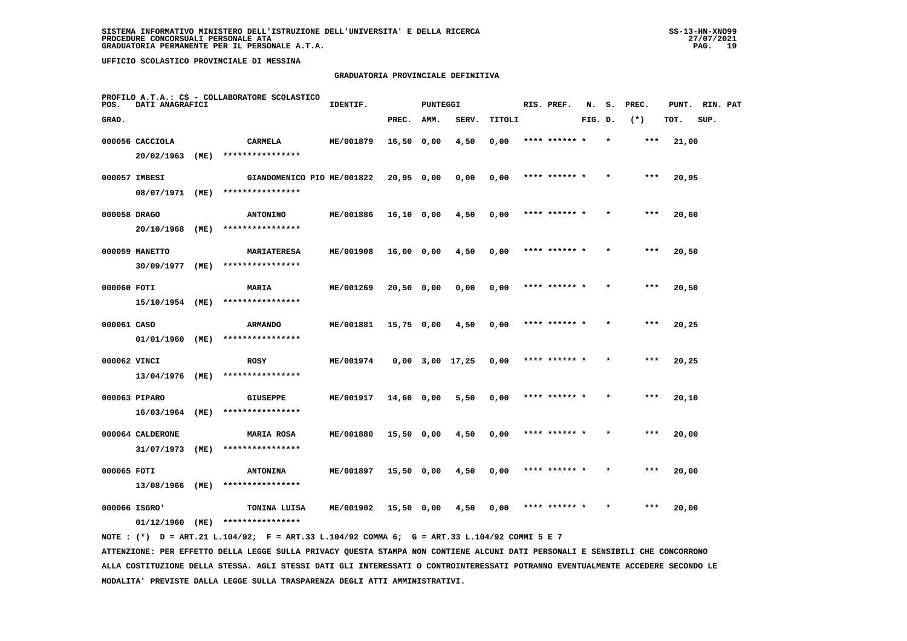SISTEMA INFORMATIVO MINISTERO DELL'ISTRUZIONE DELL'UNIVERSITA' E DELLA RICERCA
PROCEDURE CONCORSUALI PERSONALE ATA
GRADUATORIA PERMANENTE PER IL PERSONALE A.T.A.

UFFICIO SCOLASTICO PROVINCIALE DI MESSINA

GRADUATORIA PROVINCIALE DEFINITIVA

PROFILO A.T.A.: CS - COLLABORATORE SCOLASTICO

| POS. GRAD. | DATI ANAGRAFICI | | IDENTIF. | PUNTEGGI PREC. | AMM. | SERV. | TITOLI | RIS. PREF. | N. FIG. | S. D. | PREC. (*) | PUNT. TOT. | RIN. SUP. | PAT |
|---|---|---|---|---|---|---|---|---|---|---|---|---|---|---|
| 000056 | CACCIOLA 20/02/1963 (ME) | CARMELA **************** | ME/001879 | 16,50 | 0,00 | 4,50 | 0,00 | **** ****** * | * | | *** | 21,00 | | |
| 000057 | IMBESI 08/07/1971 (ME) | GIANDOMENICO PIO **************** | ME/001822 | 20,95 | 0,00 | 0,00 | 0,00 | **** ****** * | * | | *** | 20,95 | | |
| 000058 | DRAGO 20/10/1968 (ME) | ANTONINO **************** | ME/001886 | 16,10 | 0,00 | 4,50 | 0,00 | **** ****** * | * | | *** | 20,60 | | |
| 000059 | MANETTO 30/09/1977 (ME) | MARIATERESA **************** | ME/001908 | 16,00 | 0,00 | 4,50 | 0,00 | **** ****** * | * | | *** | 20,50 | | |
| 000060 | FOTI 15/10/1954 (ME) | MARIA **************** | ME/001269 | 20,50 | 0,00 | 0,00 | 0,00 | **** ****** * | * | | *** | 20,50 | | |
| 000061 | CASO 01/01/1960 (ME) | ARMANDO **************** | ME/001881 | 15,75 | 0,00 | 4,50 | 0,00 | **** ****** * | * | | *** | 20,25 | | |
| 000062 | VINCI 13/04/1976 (ME) | ROSY **************** | ME/001974 | 0,00 | 3,00 | 17,25 | 0,00 | **** ****** * | * | | *** | 20,25 | | |
| 000063 | PIPARO 16/03/1964 (ME) | GIUSEPPE **************** | ME/001917 | 14,60 | 0,00 | 5,50 | 0,00 | **** ****** * | * | | *** | 20,10 | | |
| 000064 | CALDERONE 31/07/1973 (ME) | MARIA ROSA **************** | ME/001880 | 15,50 | 0,00 | 4,50 | 0,00 | **** ****** * | * | | *** | 20,00 | | |
| 000065 | FOTI 13/08/1966 (ME) | ANTONINA **************** | ME/001897 | 15,50 | 0,00 | 4,50 | 0,00 | **** ****** * | * | | *** | 20,00 | | |
| 000066 | ISGRO' 01/12/1960 (ME) | TONINA LUISA **************** | ME/001902 | 15,50 | 0,00 | 4,50 | 0,00 | **** ****** * | * | | *** | 20,00 | | |

NOTE : (*) D = ART.21 L.104/92; F = ART.33 L.104/92 COMMA 6; G = ART.33 L.104/92 COMMI 5 E 7

ATTENZIONE: PER EFFETTO DELLA LEGGE SULLA PRIVACY QUESTA STAMPA NON CONTIENE ALCUNI DATI PERSONALI E SENSIBILI CHE CONCORRONO ALLA COSTITUZIONE DELLA STESSA. AGLI STESSI DATI GLI INTERESSATI O CONTROINTERESSATI POTRANNO EVENTUALMENTE ACCEDERE SECONDO LE MODALITA' PREVISTE DALLA LEGGE SULLA TRASPARENZA DEGLI ATTI AMMINISTRATIVI.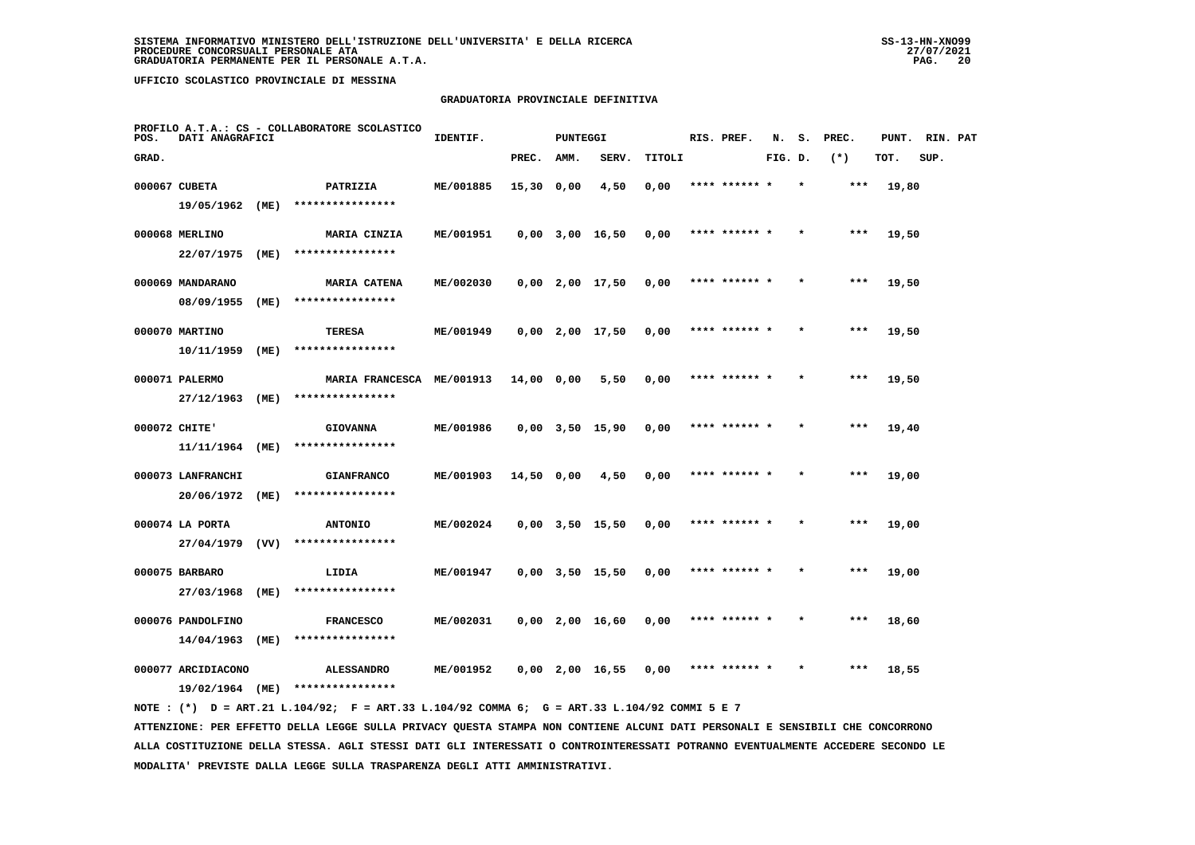**UFFICIO SCOLASTICO PROVINCIALE DI MESSINA**

## GRADUATORIA PROVINCIALE DEFINITIVA

PROFILO A.T.A.: CS - COLLABORATORE SCOLASTICO

| POS. GRAD. | DATI ANAGRAFICI | | IDENTIF. | PUNTEGGI PREC. | AMM. | SERV. | TITOLI | RIS. PREF. | N. FIG. | S. D. | PREC. (*) | PUNT. TOT. | RIN. SUP. | PAT |
|---|---|---|---|---|---|---|---|---|---|---|---|---|---|---|
| 000067 | CUBETA 19/05/1962 (ME) | PATRIZIA **************** | ME/001885 | 15,30 | 0,00 | 4,50 | 0,00 | **** ****** * | | * | *** | 19,80 | | |
| 000068 | MERLINO 22/07/1975 (ME) | MARIA CINZIA **************** | ME/001951 | 0,00 | 3,00 | 16,50 | 0,00 | **** ****** * | | * | *** | 19,50 | | |
| 000069 | MANDARANO 08/09/1955 (ME) | MARIA CATENA **************** | ME/002030 | 0,00 | 2,00 | 17,50 | 0,00 | **** ****** * | | * | *** | 19,50 | | |
| 000070 | MARTINO 10/11/1959 (ME) | TERESA **************** | ME/001949 | 0,00 | 2,00 | 17,50 | 0,00 | **** ****** * | | * | *** | 19,50 | | |
| 000071 | PALERMO 27/12/1963 (ME) | MARIA FRANCESCA **************** | ME/001913 | 14,00 | 0,00 | 5,50 | 0,00 | **** ****** * | | * | *** | 19,50 | | |
| 000072 | CHITE' 11/11/1964 (ME) | GIOVANNA **************** | ME/001986 | 0,00 | 3,50 | 15,90 | 0,00 | **** ****** * | | * | *** | 19,40 | | |
| 000073 | LANFRANCHI 20/06/1972 (ME) | GIANFRANCO **************** | ME/001903 | 14,50 | 0,00 | 4,50 | 0,00 | **** ****** * | | * | *** | 19,00 | | |
| 000074 | LA PORTA 27/04/1979 (VV) | ANTONIO **************** | ME/002024 | 0,00 | 3,50 | 15,50 | 0,00 | **** ****** * | | * | *** | 19,00 | | |
| 000075 | BARBARO 27/03/1968 (ME) | LIDIA **************** | ME/001947 | 0,00 | 3,50 | 15,50 | 0,00 | **** ****** * | | * | *** | 19,00 | | |
| 000076 | PANDOLFINO 14/04/1963 (ME) | FRANCESCO **************** | ME/002031 | 0,00 | 2,00 | 16,60 | 0,00 | **** ****** * | | * | *** | 18,60 | | |
| 000077 | ARCIDIACONO 19/02/1964 (ME) | ALESSANDRO **************** | ME/001952 | 0,00 | 2,00 | 16,55 | 0,00 | **** ****** * | | * | *** | 18,55 | | |

NOTE : (*) D = ART.21 L.104/92; F = ART.33 L.104/92 COMMA 6; G = ART.33 L.104/92 COMMI 5 E 7

ATTENZIONE: PER EFFETTO DELLA LEGGE SULLA PRIVACY QUESTA STAMPA NON CONTIENE ALCUNI DATI PERSONALI E SENSIBILI CHE CONCORRONO ALLA COSTITUZIONE DELLA STESSA. AGLI STESSI DATI GLI INTERESSATI O CONTROINTERESSATI POTRANNO EVENTUALMENTE ACCEDERE SECONDO LE MODALITA' PREVISTE DALLA LEGGE SULLA TRASPARENZA DEGLI ATTI AMMINISTRATIVI.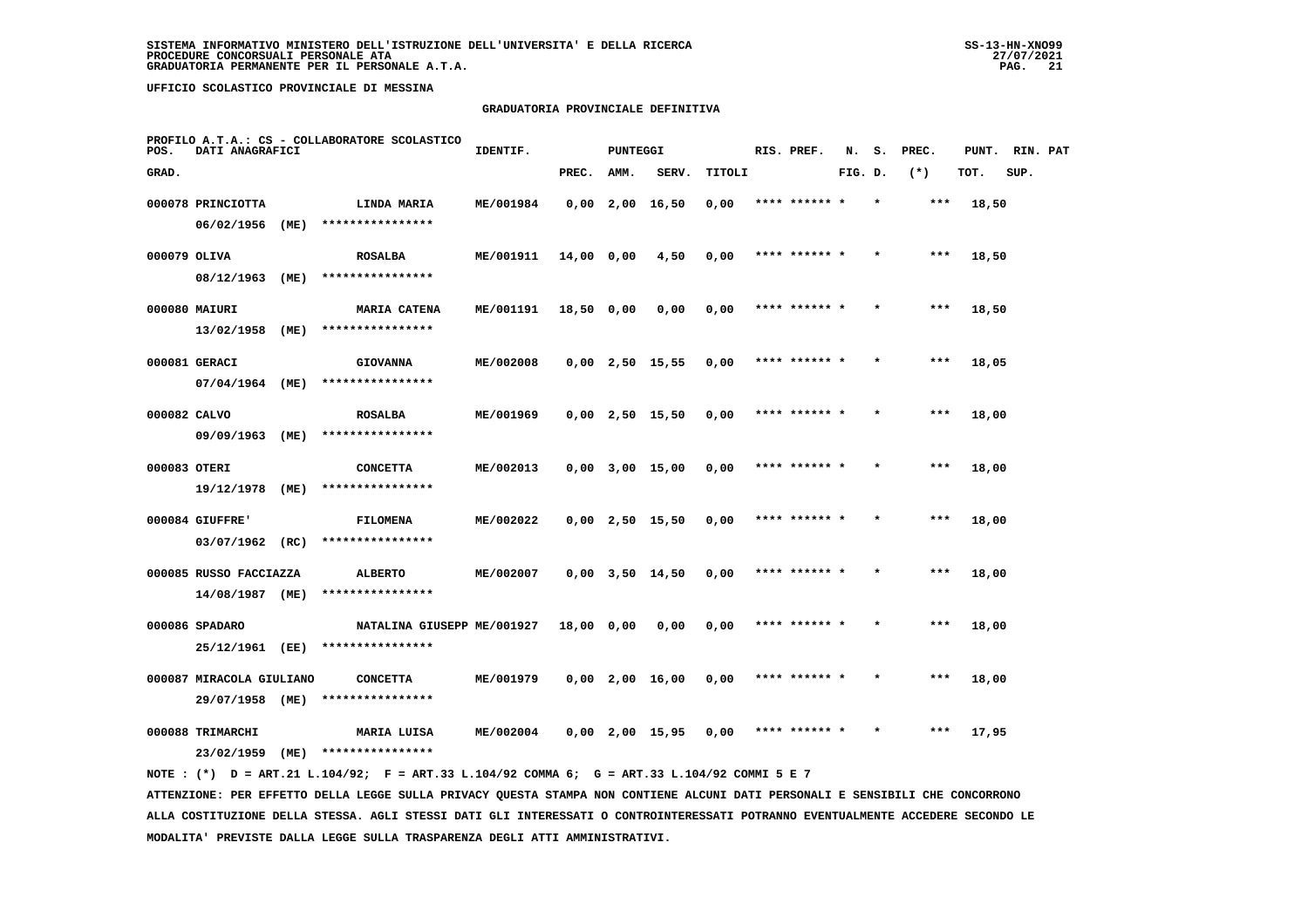SISTEMA INFORMATIVO MINISTERO DELL'ISTRUZIONE DELL'UNIVERSITA' E DELLA RICERCA
PROCEDURE CONCORSUALI PERSONALE ATA
GRADUATORIA PERMANENTE PER IL PERSONALE A.T.A.

UFFICIO SCOLASTICO PROVINCIALE DI MESSINA

GRADUATORIA PROVINCIALE DEFINITIVA

PROFILO A.T.A.: CS - COLLABORATORE SCOLASTICO

| POS. GRAD. | DATI ANAGRAFICI | | IDENTIF. | PUNTEGGI PREC. | AMM. | SERV. | TITOLI | RIS. PREF. | N. FIG. | S. D. | PREC. (*) | PUNT. TOT. | RIN. SUP. | PAT |
|---|---|---|---|---|---|---|---|---|---|---|---|---|---|---|
| 000078 | PRINCIOTTA 06/02/1956 (ME) | LINDA MARIA **************** | ME/001984 | 0,00 | 2,00 | 16,50 | 0,00 | **** ****** * | | * | *** | 18,50 | | |
| 000079 | OLIVA 08/12/1963 (ME) | ROSALBA **************** | ME/001911 | 14,00 | 0,00 | 4,50 | 0,00 | **** ****** * | | * | *** | 18,50 | | |
| 000080 | MAIURI 13/02/1958 (ME) | MARIA CATENA **************** | ME/001191 | 18,50 | 0,00 | 0,00 | 0,00 | **** ****** * | | * | *** | 18,50 | | |
| 000081 | GERACI 07/04/1964 (ME) | GIOVANNA **************** | ME/002008 | 0,00 | 2,50 | 15,55 | 0,00 | **** ****** * | | * | *** | 18,05 | | |
| 000082 | CALVO 09/09/1963 (ME) | ROSALBA **************** | ME/001969 | 0,00 | 2,50 | 15,50 | 0,00 | **** ****** * | | * | *** | 18,00 | | |
| 000083 | OTERI 19/12/1978 (ME) | CONCETTA **************** | ME/002013 | 0,00 | 3,00 | 15,00 | 0,00 | **** ****** * | | * | *** | 18,00 | | |
| 000084 | GIUFFRE' 03/07/1962 (RC) | FILOMENA **************** | ME/002022 | 0,00 | 2,50 | 15,50 | 0,00 | **** ****** * | | * | *** | 18,00 | | |
| 000085 | RUSSO FACCIAZZA 14/08/1987 (ME) | ALBERTO **************** | ME/002007 | 0,00 | 3,50 | 14,50 | 0,00 | **** ****** * | | * | *** | 18,00 | | |
| 000086 | SPADARO 25/12/1961 (EE) | NATALINA GIUSEPP **************** | ME/001927 | 18,00 | 0,00 | 0,00 | 0,00 | **** ****** * | | * | *** | 18,00 | | |
| 000087 | MIRACOLA GIULIANO 29/07/1958 (ME) | CONCETTA **************** | ME/001979 | 0,00 | 2,00 | 16,00 | 0,00 | **** ****** * | | * | *** | 18,00 | | |
| 000088 | TRIMARCHI 23/02/1959 (ME) | MARIA LUISA **************** | ME/002004 | 0,00 | 2,00 | 15,95 | 0,00 | **** ****** * | | * | *** | 17,95 | | |

NOTE : (*) D = ART.21 L.104/92; F = ART.33 L.104/92 COMMA 6; G = ART.33 L.104/92 COMMI 5 E 7

ATTENZIONE: PER EFFETTO DELLA LEGGE SULLA PRIVACY QUESTA STAMPA NON CONTIENE ALCUNI DATI PERSONALI E SENSIBILI CHE CONCORRONO ALLA COSTITUZIONE DELLA STESSA. AGLI STESSI DATI GLI INTERESSATI O CONTROINTERESSATI POTRANNO EVENTUALMENTE ACCEDERE SECONDO LE MODALITA' PREVISTE DALLA LEGGE SULLA TRASPARENZA DEGLI ATTI AMMINISTRATIVI.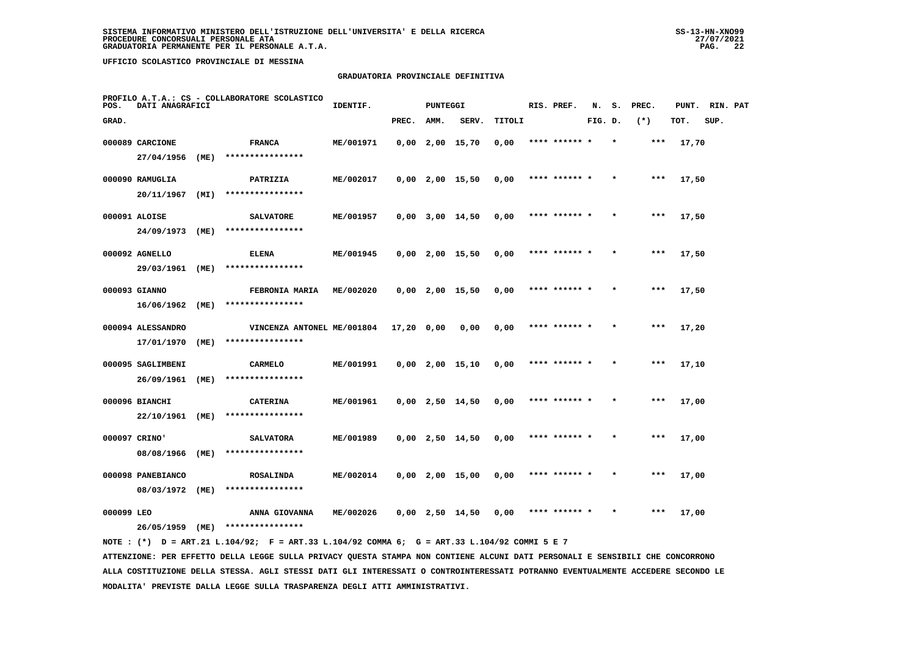**SISTEMA INFORMATIVO MINISTERO DELL'ISTRUZIONE DELL'UNIVERSITA' E DELLA RICERCA**
**PROCEDURE CONCORSUALI PERSONALE ATA**
**GRADUATORIA PERMANENTE PER IL PERSONALE A.T.A.**

**UFFICIO SCOLASTICO PROVINCIALE DI MESSINA**

## GRADUATORIA PROVINCIALE DEFINITIVA

PROFILO A.T.A.: CS - COLLABORATORE SCOLASTICO

| POS. GRAD. | DATI ANAGRAFICI | | IDENTIF. | PUNTEGGI PREC. | AMM. | SERV. | TITOLI | RIS. PREF. | N. FIG. | S. D. | PREC. (*) | PUNT. TOT. | RIN. SUP. | PAT |
|---|---|---|---|---|---|---|---|---|---|---|---|---|---|---|
| 000089 | CARCIONE 27/04/1956 (ME) | FRANCA **************** | ME/001971 | 0,00 | 2,00 | 15,70 | 0,00 | **** ****** * | | * | *** | 17,70 | | |
| 000090 | RAMUGLIA 20/11/1967 (MI) | PATRIZIA **************** | ME/002017 | 0,00 | 2,00 | 15,50 | 0,00 | **** ****** * | | * | *** | 17,50 | | |
| 000091 | ALOISE 24/09/1973 (ME) | SALVATORE **************** | ME/001957 | 0,00 | 3,00 | 14,50 | 0,00 | **** ****** * | | * | *** | 17,50 | | |
| 000092 | AGNELLO 29/03/1961 (ME) | ELENA **************** | ME/001945 | 0,00 | 2,00 | 15,50 | 0,00 | **** ****** * | | * | *** | 17,50 | | |
| 000093 | GIANNO 16/06/1962 (ME) | FEBRONIA MARIA **************** | ME/002020 | 0,00 | 2,00 | 15,50 | 0,00 | **** ****** * | | * | *** | 17,50 | | |
| 000094 | ALESSANDRO 17/01/1970 (ME) | VINCENZA ANTONEL **************** | ME/001804 | 17,20 | 0,00 | 0,00 | 0,00 | **** ****** * | | * | *** | 17,20 | | |
| 000095 | SAGLIMBENI 26/09/1961 (ME) | CARMELO **************** | ME/001991 | 0,00 | 2,00 | 15,10 | 0,00 | **** ****** * | | * | *** | 17,10 | | |
| 000096 | BIANCHI 22/10/1961 (ME) | CATERINA **************** | ME/001961 | 0,00 | 2,50 | 14,50 | 0,00 | **** ****** * | | * | *** | 17,00 | | |
| 000097 | CRINO' 08/08/1966 (ME) | SALVATORA **************** | ME/001989 | 0,00 | 2,50 | 14,50 | 0,00 | **** ****** * | | * | *** | 17,00 | | |
| 000098 | PANEBIANCO 08/03/1972 (ME) | ROSALINDA **************** | ME/002014 | 0,00 | 2,00 | 15,00 | 0,00 | **** ****** * | | * | *** | 17,00 | | |
| 000099 | LEO 26/05/1959 (ME) | ANNA GIOVANNA **************** | ME/002026 | 0,00 | 2,50 | 14,50 | 0,00 | **** ****** * | | * | *** | 17,00 | | |

NOTE : (*) D = ART.21 L.104/92; F = ART.33 L.104/92 COMMA 6; G = ART.33 L.104/92 COMMI 5 E 7

ATTENZIONE: PER EFFETTO DELLA LEGGE SULLA PRIVACY QUESTA STAMPA NON CONTIENE ALCUNI DATI PERSONALI E SENSIBILI CHE CONCORRONO ALLA COSTITUZIONE DELLA STESSA. AGLI STESSI DATI GLI INTERESSATI O CONTROINTERESSATI POTRANNO EVENTUALMENTE ACCEDERE SECONDO LE MODALITA' PREVISTE DALLA LEGGE SULLA TRASPARENZA DEGLI ATTI AMMINISTRATIVI.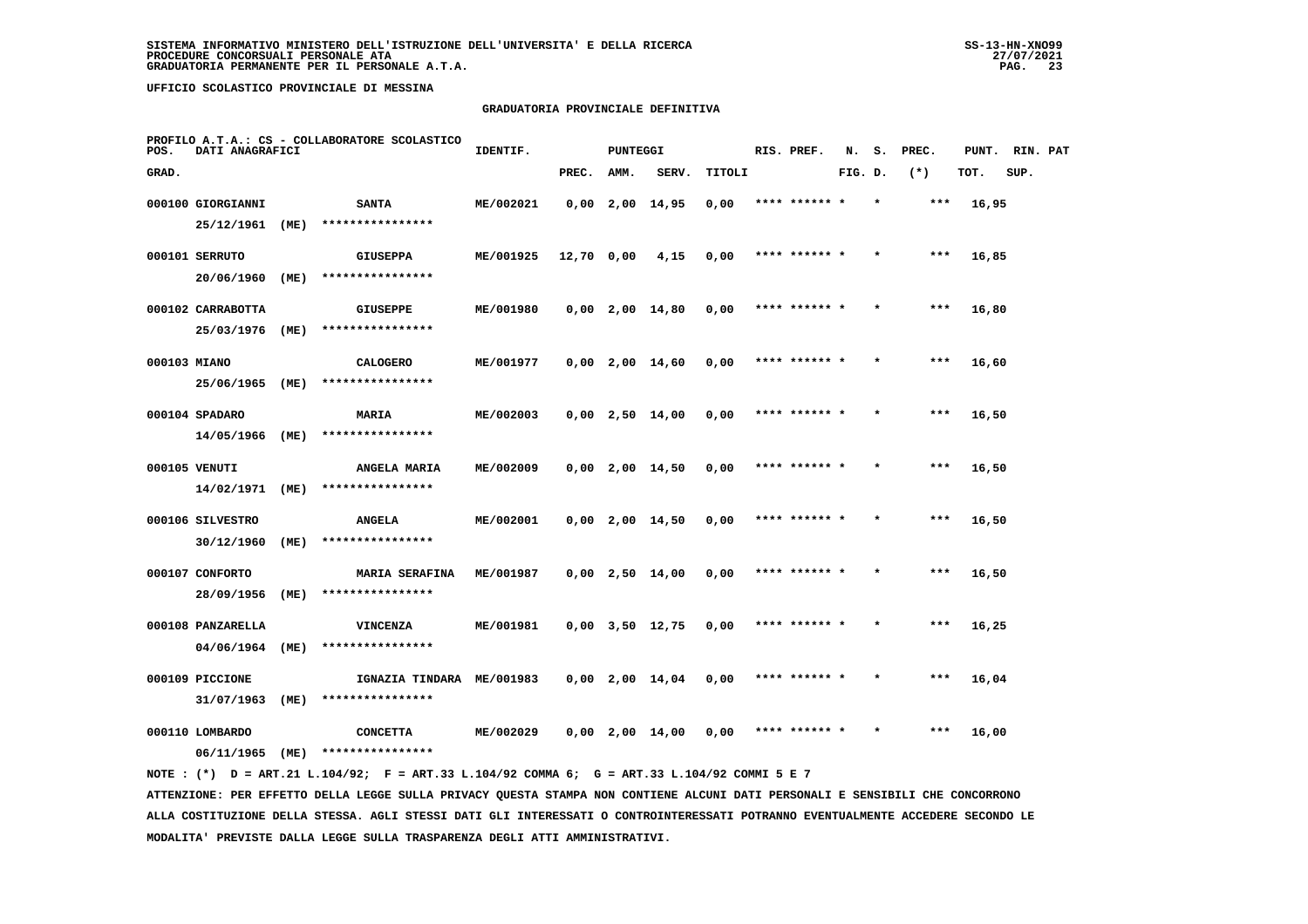SISTEMA INFORMATIVO MINISTERO DELL'ISTRUZIONE DELL'UNIVERSITA' E DELLA RICERCA
PROCEDURE CONCORSUALI PERSONALE ATA
GRADUATORIA PERMANENTE PER IL PERSONALE A.T.A.

UFFICIO SCOLASTICO PROVINCIALE DI MESSINA

## GRADUATORIA PROVINCIALE DEFINITIVA

PROFILO A.T.A.: CS - COLLABORATORE SCOLASTICO

| POS. GRAD. | DATI ANAGRAFICI | | IDENTIF. | PUNTEGGI PREC. | AMM. | SERV. | TITOLI | RIS. PREF. | N. FIG. | S. D. | PREC. (*) | PUNT. TOT. | RIN. SUP. | PAT |
|---|---|---|---|---|---|---|---|---|---|---|---|---|---|---|
| 000100 | GIORGIANNI 25/12/1961 (ME) | SANTA **************** | ME/002021 | 0,00 | 2,00 | 14,95 | 0,00 | **** ****** * | | * | *** | 16,95 | | |
| 000101 | SERRUTO 20/06/1960 (ME) | GIUSEPPA **************** | ME/001925 | 12,70 | 0,00 | 4,15 | 0,00 | **** ****** * | | * | *** | 16,85 | | |
| 000102 | CARRABOTTA 25/03/1976 (ME) | GIUSEPPE **************** | ME/001980 | 0,00 | 2,00 | 14,80 | 0,00 | **** ****** * | | * | *** | 16,80 | | |
| 000103 | MIANO 25/06/1965 (ME) | CALOGERO **************** | ME/001977 | 0,00 | 2,00 | 14,60 | 0,00 | **** ****** * | | * | *** | 16,60 | | |
| 000104 | SPADARO 14/05/1966 (ME) | MARIA **************** | ME/002003 | 0,00 | 2,50 | 14,00 | 0,00 | **** ****** * | | * | *** | 16,50 | | |
| 000105 | VENUTI 14/02/1971 (ME) | ANGELA MARIA **************** | ME/002009 | 0,00 | 2,00 | 14,50 | 0,00 | **** ****** * | | * | *** | 16,50 | | |
| 000106 | SILVESTRO 30/12/1960 (ME) | ANGELA **************** | ME/002001 | 0,00 | 2,00 | 14,50 | 0,00 | **** ****** * | | * | *** | 16,50 | | |
| 000107 | CONFORTO 28/09/1956 (ME) | MARIA SERAFINA **************** | ME/001987 | 0,00 | 2,50 | 14,00 | 0,00 | **** ****** * | | * | *** | 16,50 | | |
| 000108 | PANZARELLA 04/06/1964 (ME) | VINCENZA **************** | ME/001981 | 0,00 | 3,50 | 12,75 | 0,00 | **** ****** * | | * | *** | 16,25 | | |
| 000109 | PICCIONE 31/07/1963 (ME) | IGNAZIA TINDARA **************** | ME/001983 | 0,00 | 2,00 | 14,04 | 0,00 | **** ****** * | | * | *** | 16,04 | | |
| 000110 | LOMBARDO 06/11/1965 (ME) | CONCETTA **************** | ME/002029 | 0,00 | 2,00 | 14,00 | 0,00 | **** ****** * | | * | *** | 16,00 | | |

NOTE : (*) D = ART.21 L.104/92; F = ART.33 L.104/92 COMMA 6; G = ART.33 L.104/92 COMMI 5 E 7

ATTENZIONE: PER EFFETTO DELLA LEGGE SULLA PRIVACY QUESTA STAMPA NON CONTIENE ALCUNI DATI PERSONALI E SENSIBILI CHE CONCORRONO ALLA COSTITUZIONE DELLA STESSA. AGLI STESSI DATI GLI INTERESSATI O CONTROINTERESSATI POTRANNO EVENTUALMENTE ACCEDERE SECONDO LE MODALITA' PREVISTE DALLA LEGGE SULLA TRASPARENZA DEGLI ATTI AMMINISTRATIVI.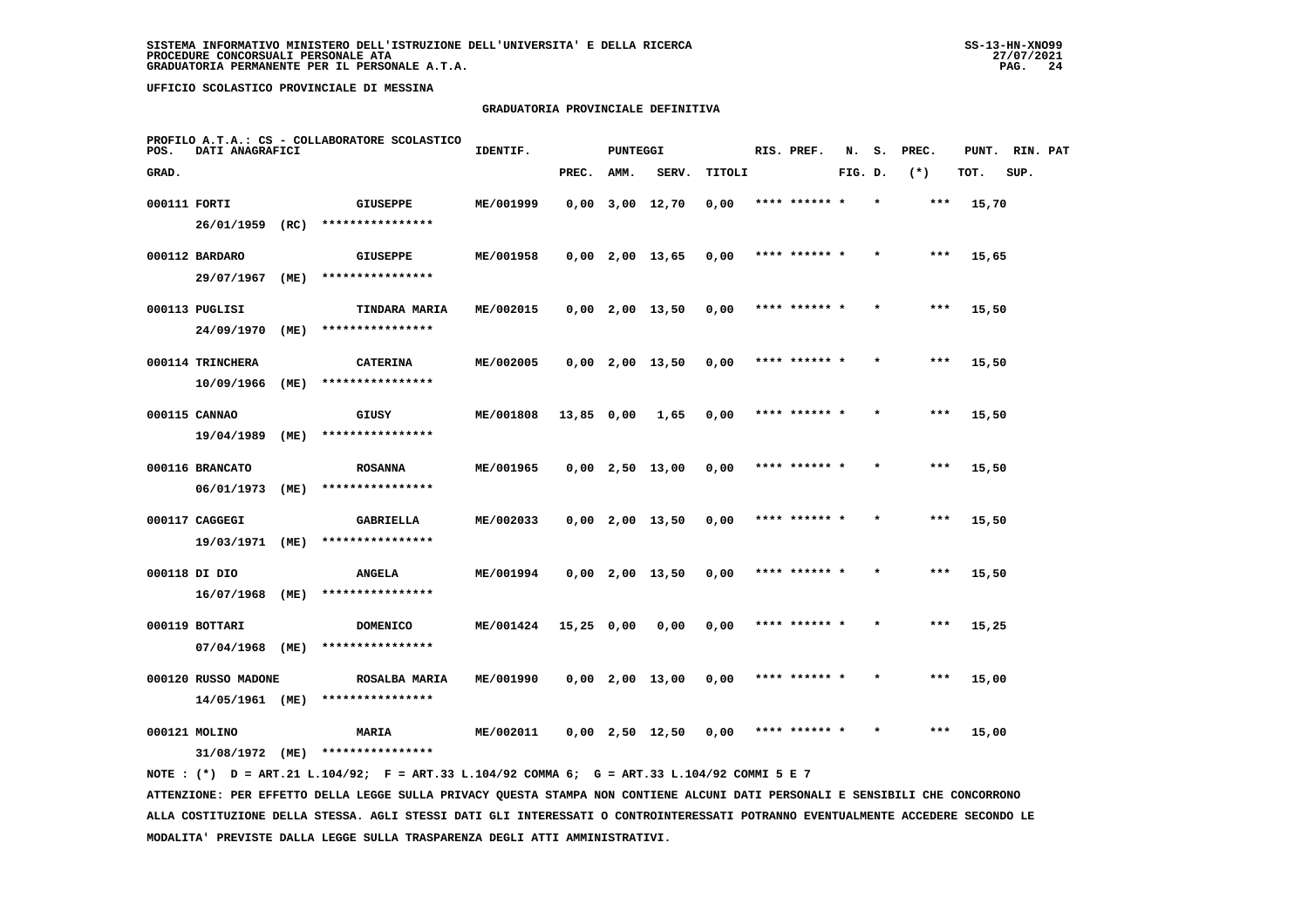SISTEMA INFORMATIVO MINISTERO DELL'ISTRUZIONE DELL'UNIVERSITA' E DELLA RICERCA
PROCEDURE CONCORSUALI PERSONALE ATA
GRADUATORIA PERMANENTE PER IL PERSONALE A.T.A.

UFFICIO SCOLASTICO PROVINCIALE DI MESSINA

GRADUATORIA PROVINCIALE DEFINITIVA

PROFILO A.T.A.: CS - COLLABORATORE SCOLASTICO

| POS. GRAD. | DATI ANAGRAFICI | | IDENTIF. | PUNTEGGI PREC. | AMM. | SERV. | TITOLI | RIS. PREF. | N. FIG. | S. D. | PREC. (*) | PUNT. TOT. | RIN. SUP. | PAT |
|---|---|---|---|---|---|---|---|---|---|---|---|---|---|---|
| 000111 | FORTI 26/01/1959 (RC) | GIUSEPPE **************** | ME/001999 | 0,00 | 3,00 | 12,70 | 0,00 | **** ****** * | | * | *** | 15,70 | | |
| 000112 | BARDARO 29/07/1967 (ME) | GIUSEPPE **************** | ME/001958 | 0,00 | 2,00 | 13,65 | 0,00 | **** ****** * | | * | *** | 15,65 | | |
| 000113 | PUGLISI 24/09/1970 (ME) | TINDARA MARIA **************** | ME/002015 | 0,00 | 2,00 | 13,50 | 0,00 | **** ****** * | | * | *** | 15,50 | | |
| 000114 | TRINCHERA 10/09/1966 (ME) | CATERINA **************** | ME/002005 | 0,00 | 2,00 | 13,50 | 0,00 | **** ****** * | | * | *** | 15,50 | | |
| 000115 | CANNAO 19/04/1989 (ME) | GIUSY **************** | ME/001808 | 13,85 | 0,00 | 1,65 | 0,00 | **** ****** * | | * | *** | 15,50 | | |
| 000116 | BRANCATO 06/01/1973 (ME) | ROSANNA **************** | ME/001965 | 0,00 | 2,50 | 13,00 | 0,00 | **** ****** * | | * | *** | 15,50 | | |
| 000117 | CAGGEGI 19/03/1971 (ME) | GABRIELLA **************** | ME/002033 | 0,00 | 2,00 | 13,50 | 0,00 | **** ****** * | | * | *** | 15,50 | | |
| 000118 | DI DIO 16/07/1968 (ME) | ANGELA **************** | ME/001994 | 0,00 | 2,00 | 13,50 | 0,00 | **** ****** * | | * | *** | 15,50 | | |
| 000119 | BOTTARI 07/04/1968 (ME) | DOMENICO **************** | ME/001424 | 15,25 | 0,00 | 0,00 | 0,00 | **** ****** * | | * | *** | 15,25 | | |
| 000120 | RUSSO MADONE 14/05/1961 (ME) | ROSALBA MARIA **************** | ME/001990 | 0,00 | 2,00 | 13,00 | 0,00 | **** ****** * | | * | *** | 15,00 | | |
| 000121 | MOLINO 31/08/1972 (ME) | MARIA **************** | ME/002011 | 0,00 | 2,50 | 12,50 | 0,00 | **** ****** * | | * | *** | 15,00 | | |

NOTE : (*) D = ART.21 L.104/92; F = ART.33 L.104/92 COMMA 6; G = ART.33 L.104/92 COMMI 5 E 7

ATTENZIONE: PER EFFETTO DELLA LEGGE SULLA PRIVACY QUESTA STAMPA NON CONTIENE ALCUNI DATI PERSONALI E SENSIBILI CHE CONCORRONO ALLA COSTITUZIONE DELLA STESSA. AGLI STESSI DATI GLI INTERESSATI O CONTROINTERESSATI POTRANNO EVENTUALMENTE ACCEDERE SECONDO LE MODALITA' PREVISTE DALLA LEGGE SULLA TRASPARENZA DEGLI ATTI AMMINISTRATIVI.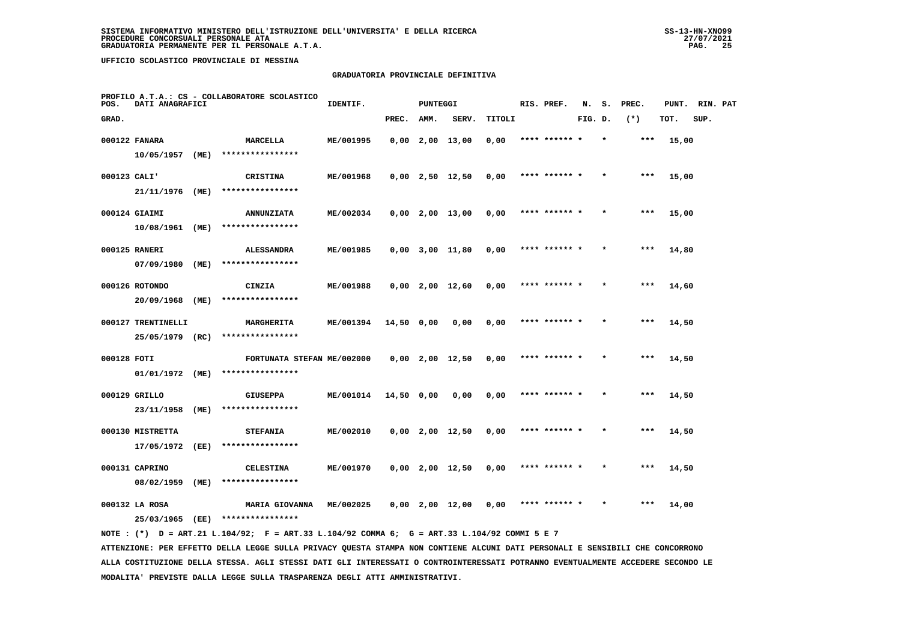SISTEMA INFORMATIVO MINISTERO DELL'ISTRUZIONE DELL'UNIVERSITA' E DELLA RICERCA
PROCEDURE CONCORSUALI PERSONALE ATA
GRADUATORIA PERMANENTE PER IL PERSONALE A.T.A.

UFFICIO SCOLASTICO PROVINCIALE DI MESSINA

GRADUATORIA PROVINCIALE DEFINITIVA

PROFILO A.T.A.: CS - COLLABORATORE SCOLASTICO

| POS. GRAD. | DATI ANAGRAFICI | | IDENTIF. | PUNTEGGI PREC. | AMM. | SERV. | TITOLI | RIS. PREF. | N. FIG. | S. D. | PREC. (*) | PUNT. TOT. | RIN. SUP. | PAT |
|---|---|---|---|---|---|---|---|---|---|---|---|---|---|---|
| 000122 | FANARA 10/05/1957 (ME) | MARCELLA **************** | ME/001995 | 0,00 | 2,00 | 13,00 | 0,00 | **** ****** * | | * | *** | 15,00 | | |
| 000123 | CALI' 21/11/1976 (ME) | CRISTINA **************** | ME/001968 | 0,00 | 2,50 | 12,50 | 0,00 | **** ****** * | | * | *** | 15,00 | | |
| 000124 | GIAIMI 10/08/1961 (ME) | ANNUNZIATA **************** | ME/002034 | 0,00 | 2,00 | 13,00 | 0,00 | **** ****** * | | * | *** | 15,00 | | |
| 000125 | RANERI 07/09/1980 (ME) | ALESSANDRA **************** | ME/001985 | 0,00 | 3,00 | 11,80 | 0,00 | **** ****** * | | * | *** | 14,80 | | |
| 000126 | ROTONDO 20/09/1968 (ME) | CINZIA **************** | ME/001988 | 0,00 | 2,00 | 12,60 | 0,00 | **** ****** * | | * | *** | 14,60 | | |
| 000127 | TRENTINELLI 25/05/1979 (RC) | MARGHERITA **************** | ME/001394 | 14,50 | 0,00 | 0,00 | 0,00 | **** ****** * | | * | *** | 14,50 | | |
| 000128 | FOTI 01/01/1972 (ME) | FORTUNATA STEFAN **************** | ME/002000 | 0,00 | 2,00 | 12,50 | 0,00 | **** ****** * | | * | *** | 14,50 | | |
| 000129 | GRILLO 23/11/1958 (ME) | GIUSEPPA **************** | ME/001014 | 14,50 | 0,00 | 0,00 | 0,00 | **** ****** * | | * | *** | 14,50 | | |
| 000130 | MISTRETTA 17/05/1972 (EE) | STEFANIA **************** | ME/002010 | 0,00 | 2,00 | 12,50 | 0,00 | **** ****** * | | * | *** | 14,50 | | |
| 000131 | CAPRINO 08/02/1959 (ME) | CELESTINA **************** | ME/001970 | 0,00 | 2,00 | 12,50 | 0,00 | **** ****** * | | * | *** | 14,50 | | |
| 000132 | LA ROSA 25/03/1965 (EE) | MARIA GIOVANNA **************** | ME/002025 | 0,00 | 2,00 | 12,00 | 0,00 | **** ****** * | | * | *** | 14,00 | | |

NOTE : (*) D = ART.21 L.104/92; F = ART.33 L.104/92 COMMA 6; G = ART.33 L.104/92 COMMI 5 E 7

ATTENZIONE: PER EFFETTO DELLA LEGGE SULLA PRIVACY QUESTA STAMPA NON CONTIENE ALCUNI DATI PERSONALI E SENSIBILI CHE CONCORRONO ALLA COSTITUZIONE DELLA STESSA. AGLI STESSI DATI GLI INTERESSATI O CONTROINTERESSATI POTRANNO EVENTUALMENTE ACCEDERE SECONDO LE MODALITA' PREVISTE DALLA LEGGE SULLA TRASPARENZA DEGLI ATTI AMMINISTRATIVI.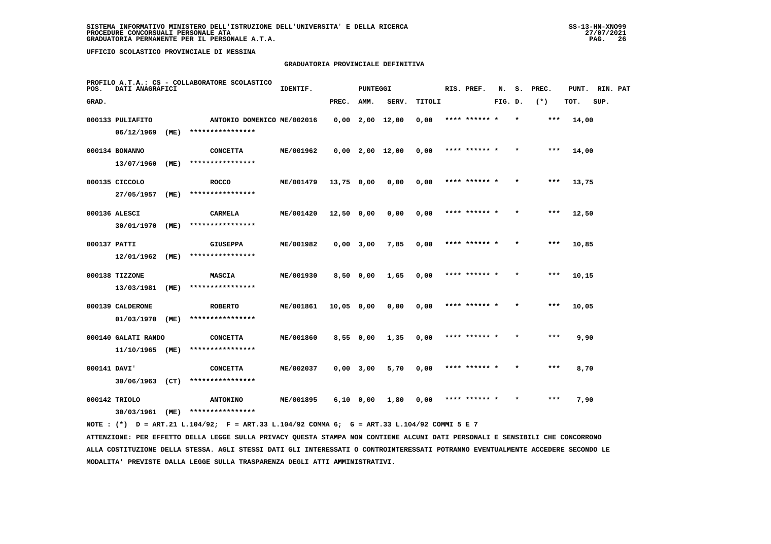SISTEMA INFORMATIVO MINISTERO DELL'ISTRUZIONE DELL'UNIVERSITA' E DELLA RICERCA
PROCEDURE CONCORSUALI PERSONALE ATA
GRADUATORIA PERMANENTE PER IL PERSONALE A.T.A.

SS-13-HN-XNO99
27/07/2021

UFFICIO SCOLASTICO PROVINCIALE DI MESSINA

GRADUATORIA PROVINCIALE DEFINITIVA

PROFILO A.T.A.: CS - COLLABORATORE SCOLASTICO

| POS. GRAD. | DATI ANAGRAFICI | | IDENTIF. | PUNTEGGI PREC. | AMM. | SERV. | TITOLI | RIS. PREF. | N. FIG. | S. D. | PREC. (*) | PUNT. TOT. | RIN. SUP. | PAT |
|---|---|---|---|---|---|---|---|---|---|---|---|---|---|---|
| 000133 | PULIAFITO 06/12/1969 (ME) | ANTONIO DOMENICO **************** | ME/002016 | 0,00 | 2,00 | 12,00 | 0,00 | **** ****** * | | * | *** | 14,00 | | |
| 000134 | BONANNO 13/07/1960 (ME) | CONCETTA **************** | ME/001962 | 0,00 | 2,00 | 12,00 | 0,00 | **** ****** * | | * | *** | 14,00 | | |
| 000135 | CICCOLO 27/05/1957 (ME) | ROCCO **************** | ME/001479 | 13,75 | 0,00 | 0,00 | 0,00 | **** ****** * | | * | *** | 13,75 | | |
| 000136 | ALESCI 30/01/1970 (ME) | CARMELA **************** | ME/001420 | 12,50 | 0,00 | 0,00 | 0,00 | **** ****** * | | * | *** | 12,50 | | |
| 000137 | PATTI 12/01/1962 (ME) | GIUSEPPA **************** | ME/001982 | 0,00 | 3,00 | 7,85 | 0,00 | **** ****** * | | * | *** | 10,85 | | |
| 000138 | TIZZONE 13/03/1981 (ME) | MASCIA **************** | ME/001930 | 8,50 | 0,00 | 1,65 | 0,00 | **** ****** * | | * | *** | 10,15 | | |
| 000139 | CALDERONE 01/03/1970 (ME) | ROBERTO **************** | ME/001861 | 10,05 | 0,00 | 0,00 | 0,00 | **** ****** * | | * | *** | 10,05 | | |
| 000140 | GALATI RANDO 11/10/1965 (ME) | CONCETTA **************** | ME/001860 | 8,55 | 0,00 | 1,35 | 0,00 | **** ****** * | | * | *** | 9,90 | | |
| 000141 | DAVI' 30/06/1963 (CT) | CONCETTA **************** | ME/002037 | 0,00 | 3,00 | 5,70 | 0,00 | **** ****** * | | * | *** | 8,70 | | |
| 000142 | TRIOLO 30/03/1961 (ME) | ANTONINO **************** | ME/001895 | 6,10 | 0,00 | 1,80 | 0,00 | **** ****** * | | * | *** | 7,90 | | |

NOTE : (*) D = ART.21 L.104/92; F = ART.33 L.104/92 COMMA 6; G = ART.33 L.104/92 COMMI 5 E 7

ATTENZIONE: PER EFFETTO DELLA LEGGE SULLA PRIVACY QUESTA STAMPA NON CONTIENE ALCUNI DATI PERSONALI E SENSIBILI CHE CONCORRONO ALLA COSTITUZIONE DELLA STESSA. AGLI STESSI DATI GLI INTERESSATI O CONTROINTERESSATI POTRANNO EVENTUALMENTE ACCEDERE SECONDO LE MODALITA' PREVISTE DALLA LEGGE SULLA TRASPARENZA DEGLI ATTI AMMINISTRATIVI.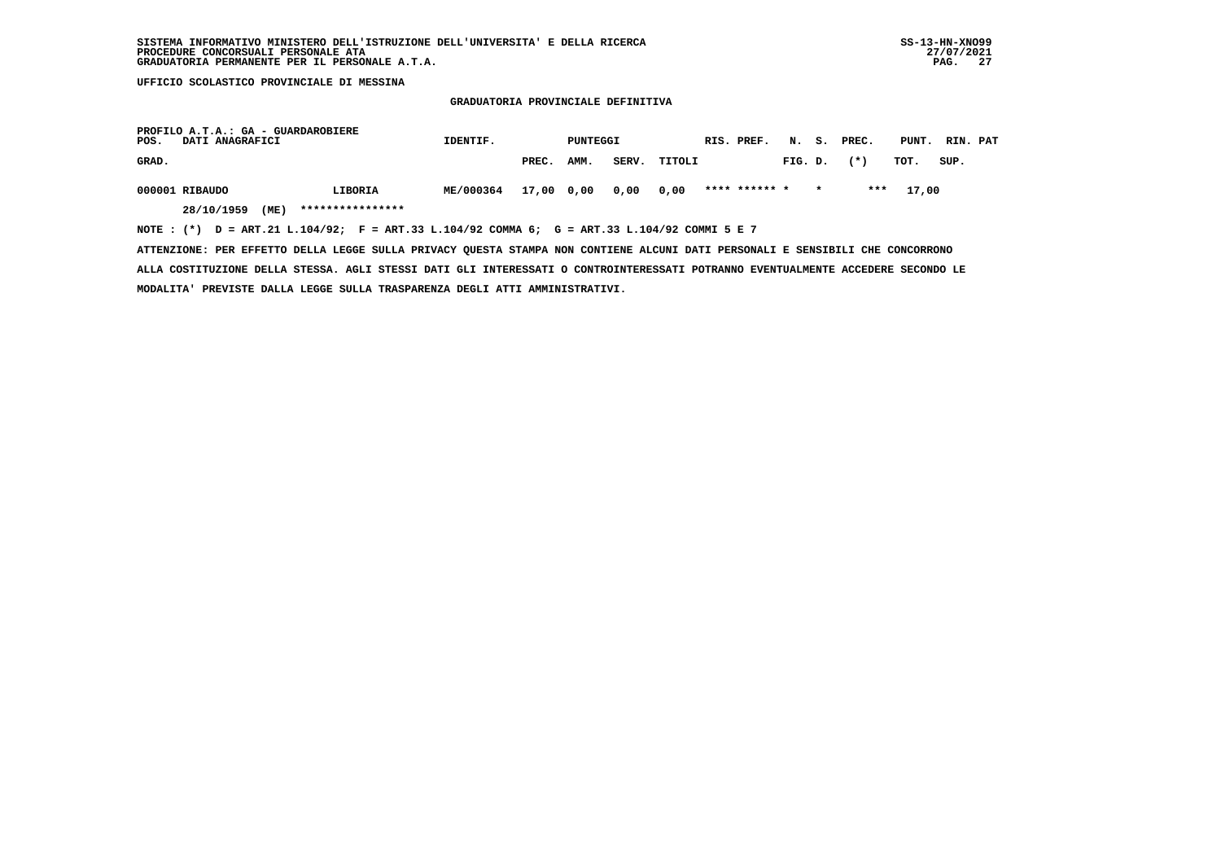SISTEMA INFORMATIVO MINISTERO DELL'ISTRUZIONE DELL'UNIVERSITA' E DELLA RICERCA
PROCEDURE CONCORSUALI PERSONALE ATA
GRADUATORIA PERMANENTE PER IL PERSONALE A.T.A.

SS-13-HN-XNO99
27/07/2021

**UFFICIO SCOLASTICO PROVINCIALE DI MESSINA**

## GRADUATORIA PROVINCIALE DEFINITIVA

PROFILO A.T.A.: GA - GUARDAROBIERE

| POS. GRAD. | DATI ANAGRAFICI | | IDENTIF. | PUNTEGGI PREC. | AMM. | SERV. | TITOLI | RIS. PREF. | N. FIG. | S. D. | PREC. (*) | PUNT. TOT. | RIN. SUP. | PAT |
|---|---|---|---|---|---|---|---|---|---|---|---|---|---|---|
| 000001 | RIBAUDO | LIBORIA | ME/000364 | 17,00 | 0,00 | 0,00 | 0,00 | **** ****** | * | * | *** | 17,00 | | |
| | 28/10/1959 (ME) | **************** | | | | | | | | | | | | |

NOTE : (*) D = ART.21 L.104/92; F = ART.33 L.104/92 COMMA 6; G = ART.33 L.104/92 COMMI 5 E 7

ATTENZIONE: PER EFFETTO DELLA LEGGE SULLA PRIVACY QUESTA STAMPA NON CONTIENE ALCUNI DATI PERSONALI E SENSIBILI CHE CONCORRONO ALLA COSTITUZIONE DELLA STESSA. AGLI STESSI DATI GLI INTERESSATI O CONTROINTERESSATI POTRANNO EVENTUALMENTE ACCEDERE SECONDO LE MODALITA' PREVISTE DALLA LEGGE SULLA TRASPARENZA DEGLI ATTI AMMINISTRATIVI.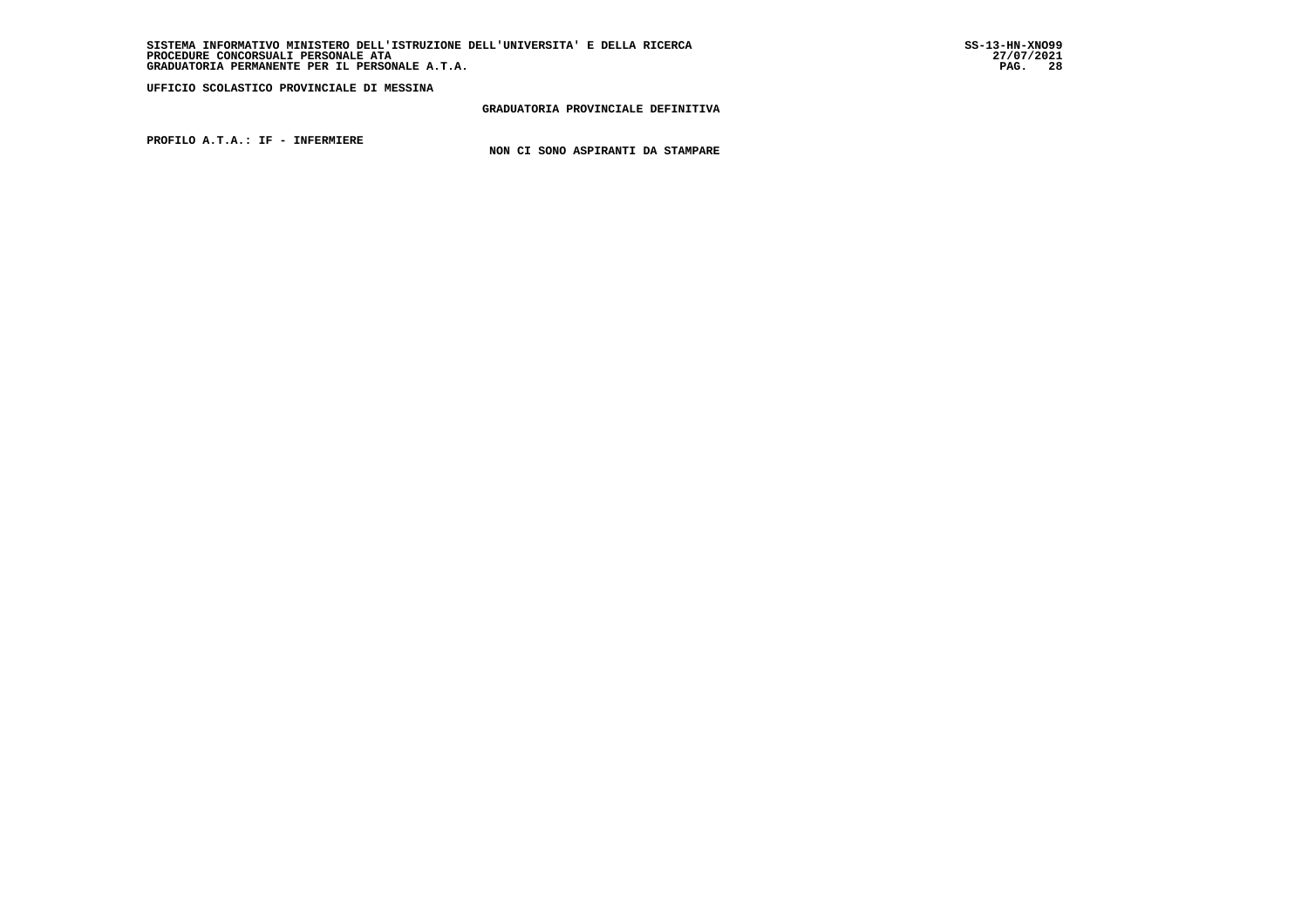UFFICIO SCOLASTICO PROVINCIALE DI MESSINA

**GRADUATORIA PROVINCIALE DEFINITIVA**

**PROFILO A.T.A.: IF - INFERMIERE**

**NON CI SONO ASPIRANTI DA STAMPARE**